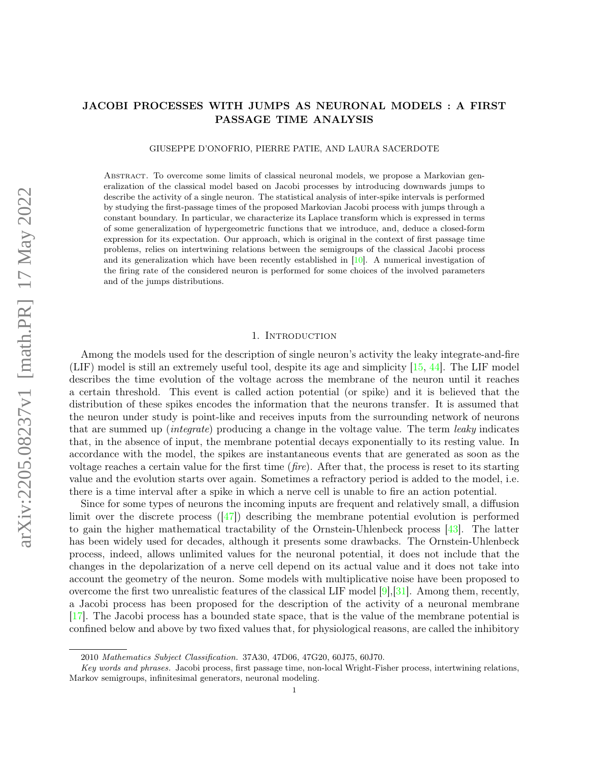# JACOBI PROCESSES WITH JUMPS AS NEURONAL MODELS : A FIRST PASSAGE TIME ANALYSIS

GIUSEPPE D'ONOFRIO, PIERRE PATIE, AND LAURA SACERDOTE

Abstract. To overcome some limits of classical neuronal models, we propose a Markovian generalization of the classical model based on Jacobi processes by introducing downwards jumps to describe the activity of a single neuron. The statistical analysis of inter-spike intervals is performed by studying the first-passage times of the proposed Markovian Jacobi process with jumps through a constant boundary. In particular, we characterize its Laplace transform which is expressed in terms of some generalization of hypergeometric functions that we introduce, and, deduce a closed-form expression for its expectation. Our approach, which is original in the context of first passage time problems, relies on intertwining relations between the semigroups of the classical Jacobi process and its generalization which have been recently established in [10]. A numerical investigation of the firing rate of the considered neuron is performed for some choices of the involved parameters and of the jumps distributions.

## 1. Introduction

Among the models used for the description of single neuron's activity the leaky integrate-and-fire (LIF) model is still an extremely useful tool, despite its age and simplicity [15, 44]. The LIF model describes the time evolution of the voltage across the membrane of the neuron until it reaches a certain threshold. This event is called action potential (or spike) and it is believed that the distribution of these spikes encodes the information that the neurons transfer. It is assumed that the neuron under study is point-like and receives inputs from the surrounding network of neurons that are summed up (*integrate*) producing a change in the voltage value. The term *leaky* indicates that, in the absence of input, the membrane potential decays exponentially to its resting value. In accordance with the model, the spikes are instantaneous events that are generated as soon as the voltage reaches a certain value for the first time (*fire*). After that, the process is reset to its starting value and the evolution starts over again. Sometimes a refractory period is added to the model, i.e. there is a time interval after a spike in which a nerve cell is unable to fire an action potential.

Since for some types of neurons the incoming inputs are frequent and relatively small, a diffusion limit over the discrete process ([47]) describing the membrane potential evolution is performed to gain the higher mathematical tractability of the Ornstein-Uhlenbeck process [43]. The latter has been widely used for decades, although it presents some drawbacks. The Ornstein-Uhlenbeck process, indeed, allows unlimited values for the neuronal potential, it does not include that the changes in the depolarization of a nerve cell depend on its actual value and it does not take into account the geometry of the neuron. Some models with multiplicative noise have been proposed to overcome the first two unrealistic features of the classical LIF model [9],[31]. Among them, recently, a Jacobi process has been proposed for the description of the activity of a neuronal membrane [17]. The Jacobi process has a bounded state space, that is the value of the membrane potential is confined below and above by two fixed values that, for physiological reasons, are called the inhibitory

2010 *Mathematics Subject Classification.* 37A30, 47D06, 47G20, 60J75, 60J70.

*Key words and phrases.* Jacobi process, first passage time, non-local Wright-Fisher process, intertwining relations, Markov semigroups, infinitesimal generators, neuronal modeling.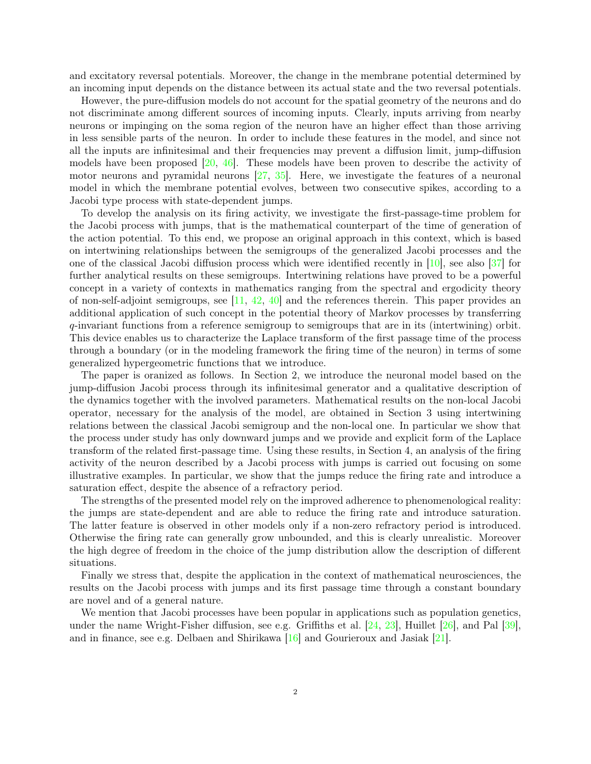and excitatory reversal potentials. Moreover, the change in the membrane potential determined by an incoming input depends on the distance between its actual state and the two reversal potentials.

However, the pure-diffusion models do not account for the spatial geometry of the neurons and do not discriminate among different sources of incoming inputs. Clearly, inputs arriving from nearby neurons or impinging on the soma region of the neuron have an higher effect than those arriving in less sensible parts of the neuron. In order to include these features in the model, and since not all the inputs are infinitesimal and their frequencies may prevent a diffusion limit, jump-diffusion models have been proposed [20, 46]. These models have been proven to describe the activity of motor neurons and pyramidal neurons [27, 35]. Here, we investigate the features of a neuronal model in which the membrane potential evolves, between two consecutive spikes, according to a Jacobi type process with state-dependent jumps.

To develop the analysis on its firing activity, we investigate the first-passage-time problem for the Jacobi process with jumps, that is the mathematical counterpart of the time of generation of the action potential. To this end, we propose an original approach in this context, which is based on intertwining relationships between the semigroups of the generalized Jacobi processes and the one of the classical Jacobi diffusion process which were identified recently in [10], see also [37] for further analytical results on these semigroups. Intertwining relations have proved to be a powerful concept in a variety of contexts in mathematics ranging from the spectral and ergodicity theory of non-self-adjoint semigroups, see [11, 42, 40] and the references therein. This paper provides an additional application of such concept in the potential theory of Markov processes by transferring $q$-invariant functions from a reference semigroup to semigroups that are in its (intertwining) orbit. This device enables us to characterize the Laplace transform of the first passage time of the process through a boundary (or in the modeling framework the firing time of the neuron) in terms of some generalized hypergeometric functions that we introduce.

The paper is oranized as follows. In Section 2, we introduce the neuronal model based on the jump-diffusion Jacobi process through its infinitesimal generator and a qualitative description of the dynamics together with the involved parameters. Mathematical results on the non-local Jacobi operator, necessary for the analysis of the model, are obtained in Section 3 using intertwining relations between the classical Jacobi semigroup and the non-local one. In particular we show that the process under study has only downward jumps and we provide and explicit form of the Laplace transform of the related first-passage time. Using these results, in Section 4, an analysis of the firing activity of the neuron described by a Jacobi process with jumps is carried out focusing on some illustrative examples. In particular, we show that the jumps reduce the firing rate and introduce a saturation effect, despite the absence of a refractory period.

The strengths of the presented model rely on the improved adherence to phenomenological reality: the jumps are state-dependent and are able to reduce the firing rate and introduce saturation. The latter feature is observed in other models only if a non-zero refractory period is introduced. Otherwise the firing rate can generally grow unbounded, and this is clearly unrealistic. Moreover the high degree of freedom in the choice of the jump distribution allow the description of different situations.

Finally we stress that, despite the application in the context of mathematical neurosciences, the results on the Jacobi process with jumps and its first passage time through a constant boundary are novel and of a general nature.

We mention that Jacobi processes have been popular in applications such as population genetics, under the name Wright-Fisher diffusion, see e.g. Griffiths et al. [24, 23], Huillet [26], and Pal [39], and in finance, see e.g. Delbaen and Shirikawa [16] and Gourieroux and Jasiak [21].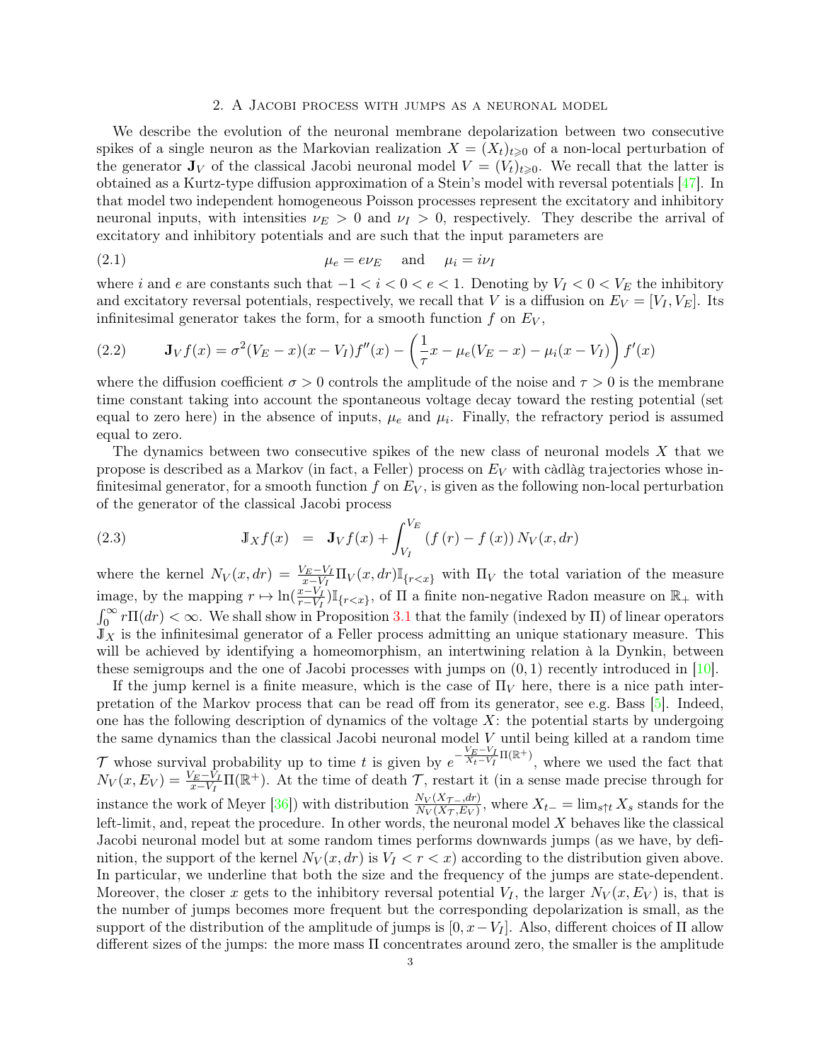## 2. A Jacobi process with jumps as a neuronal model

We describe the evolution of the neuronal membrane depolarization between two consecutive spikes of a single neuron as the Markovian realization $X = (X_t)_{t\geqslant 0}$ of a non-local perturbation of the generator $\mathbf{J}_V$ of the classical Jacobi neuronal model $V = (V_t)_{t\geqslant 0}$. We recall that the latter is obtained as a Kurtz-type diffusion approximation of a Stein's model with reversal potentials [47]. In that model two independent homogeneous Poisson processes represent the excitatory and inhibitory neuronal inputs, with intensities $\nu_E > 0$ and $\nu_I > 0$, respectively. They describe the arrival of excitatory and inhibitory potentials and are such that the input parameters are

$$\mu_e = e\nu_E \quad \text{and} \quad \mu_i = i\nu_I \tag{2.1}$$

where $i$ and $e$ are constants such that $-1 < i < 0 < e < 1$. Denoting by $V_I < 0 < V_E$ the inhibitory and excitatory reversal potentials, respectively, we recall that $V$ is a diffusion on $E_V = [V_I, V_E]$. Its infinitesimal generator takes the form, for a smooth function $f$ on $E_V$,

$$\mathbf{J}_V f(x) = \sigma^2 (V_E - x)(x - V_I) f''(x) - \left( \frac{1}{\tau} x - \mu_e (V_E - x) - \mu_i (x - V_I) \right) f'(x) \tag{2.2}$$

where the diffusion coefficient $\sigma > 0$ controls the amplitude of the noise and $\tau > 0$ is the membrane time constant taking into account the spontaneous voltage decay toward the resting potential (set equal to zero here) in the absence of inputs, $\mu_e$ and $\mu_i$. Finally, the refractory period is assumed equal to zero.

The dynamics between two consecutive spikes of the new class of neuronal models $X$ that we propose is described as a Markov (in fact, a Feller) process on $E_V$ with càdlàg trajectories whose infinitesimal generator, for a smooth function $f$ on $E_V$, is given as the following non-local perturbation of the generator of the classical Jacobi process

$$\mathbb{J}_X f(x) \;=\; \mathbf{J}_V f(x) + \int_{V_I}^{V_E} \left( f(r) - f(x) \right) N_V(x, dr) \tag{2.3}$$

where the kernel $N_V(x, dr) = \frac{V_E - V_I}{x - V_I} \Pi_V(x, dr) \mathbb{I}_{\{r<x\}}$ with $\Pi_V$ the total variation of the measure image, by the mapping $r \mapsto \ln(\frac{x - V_I}{r - V_I}) \mathbb{I}_{\{r<x\}}$, of $\Pi$ a finite non-negative Radon measure on $\mathbb{R}_+$ with $\int_0^\infty r\Pi(dr) < \infty$. We shall show in Proposition 3.1 that the family (indexed by $\Pi$) of linear operators $\mathbb{J}_X$ is the infinitesimal generator of a Feller process admitting an unique stationary measure. This will be achieved by identifying a homeomorphism, an intertwining relation à la Dynkin, between these semigroups and the one of Jacobi processes with jumps on $(0, 1)$ recently introduced in [10].

If the jump kernel is a finite measure, which is the case of $\Pi_V$ here, there is a nice path interpretation of the Markov process that can be read off from its generator, see e.g. Bass [5]. Indeed, one has the following description of dynamics of the voltage $X$: the potential starts by undergoing the same dynamics than the classical Jacobi neuronal model $V$ until being killed at a random time $\mathcal{T}$ whose survival probability up to time $t$ is given by $e^{-\frac{V_E - V_I}{X_t - V_I} \Pi(\mathbb{R}^+)}$, where we used the fact that $N_V(x, E_V) = \frac{V_E - V_I}{x - V_I} \Pi(\mathbb{R}^+)$. At the time of death $\mathcal{T}$, restart it (in a sense made precise through for instance the work of Meyer [36]) with distribution $\frac{N_V(X_{\mathcal{T}-}, dr)}{N_V(X_{\mathcal{T}}, E_V)}$, where $X_{t-} = \lim_{s\uparrow t} X_s$ stands for the left-limit, and, repeat the procedure. In other words, the neuronal model $X$ behaves like the classical Jacobi neuronal model but at some random times performs downwards jumps (as we have, by definition, the support of the kernel $N_V(x, dr)$ is $V_I < r < x$) according to the distribution given above. In particular, we underline that both the size and the frequency of the jumps are state-dependent. Moreover, the closer $x$ gets to the inhibitory reversal potential $V_I$, the larger $N_V(x, E_V)$ is, that is the number of jumps becomes more frequent but the corresponding depolarization is small, as the support of the distribution of the amplitude of jumps is $[0, x - V_I]$. Also, different choices of $\Pi$ allow different sizes of the jumps: the more mass $\Pi$ concentrates around zero, the smaller is the amplitude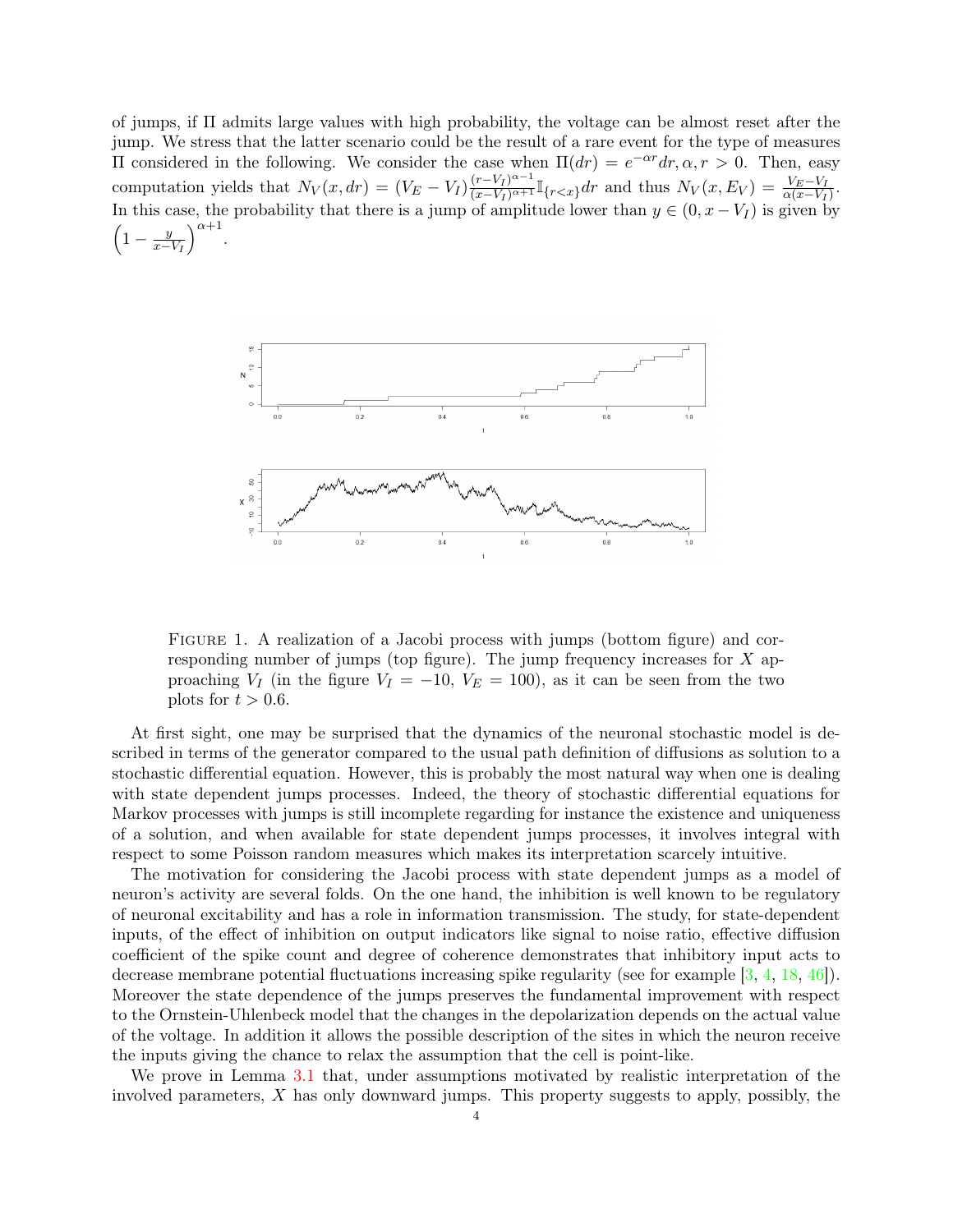of jumps, if $\Pi$ admits large values with high probability, the voltage can be almost reset after the jump. We stress that the latter scenario could be the result of a rare event for the type of measures $\Pi$ considered in the following. We consider the case when $\Pi(dr) = e^{-\alpha r}dr, \alpha, r > 0$. Then, easy computation yields that $N_V(x, dr) = (V_E - V_I)\frac{(r-V_I)^{\alpha-1}}{(x-V_I)^{\alpha+1}}\mathbb{I}_{\{r<x\}}dr$ and thus $N_V(x, E_V) = \frac{V_E - V_I}{\alpha(x-V_I)}$. In this case, the probability that there is a jump of amplitude lower than $y \in (0, x - V_I)$ is given by $\left(1 - \frac{y}{x-V_I}\right)^{\alpha+1}$.

Figure 1. A realization of a Jacobi process with jumps (bottom figure) and corresponding number of jumps (top figure). The jump frequency increases for $X$ approaching $V_I$ (in the figure $V_I = -10$, $V_E = 100$), as it can be seen from the two plots for $t > 0.6$.

At first sight, one may be surprised that the dynamics of the neuronal stochastic model is described in terms of the generator compared to the usual path definition of diffusions as solution to a stochastic differential equation. However, this is probably the most natural way when one is dealing with state dependent jumps processes. Indeed, the theory of stochastic differential equations for Markov processes with jumps is still incomplete regarding for instance the existence and uniqueness of a solution, and when available for state dependent jumps processes, it involves integral with respect to some Poisson random measures which makes its interpretation scarcely intuitive.

The motivation for considering the Jacobi process with state dependent jumps as a model of neuron's activity are several folds. On the one hand, the inhibition is well known to be regulatory of neuronal excitability and has a role in information transmission. The study, for state-dependent inputs, of the effect of inhibition on output indicators like signal to noise ratio, effective diffusion coefficient of the spike count and degree of coherence demonstrates that inhibitory input acts to decrease membrane potential fluctuations increasing spike regularity (see for example [3, 4, 18, 46]). Moreover the state dependence of the jumps preserves the fundamental improvement with respect to the Ornstein-Uhlenbeck model that the changes in the depolarization depends on the actual value of the voltage. In addition it allows the possible description of the sites in which the neuron receive the inputs giving the chance to relax the assumption that the cell is point-like.

We prove in Lemma 3.1 that, under assumptions motivated by realistic interpretation of the involved parameters, $X$ has only downward jumps. This property suggests to apply, possibly, the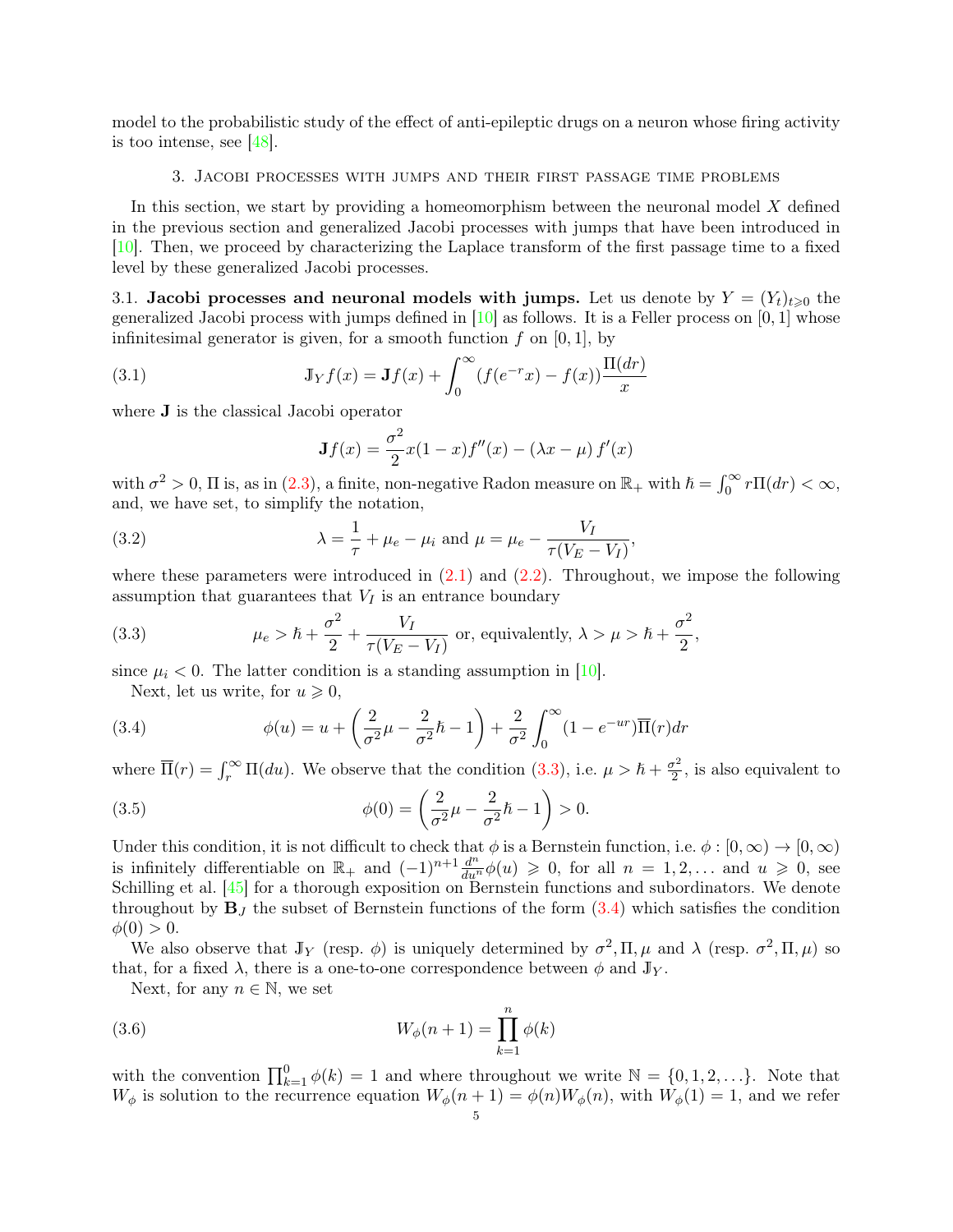model to the probabilistic study of the effect of anti-epileptic drugs on a neuron whose firing activity is too intense, see [48].

## 3. Jacobi processes with jumps and their first passage time problems

In this section, we start by providing a homeomorphism between the neuronal model $X$ defined in the previous section and generalized Jacobi processes with jumps that have been introduced in [10]. Then, we proceed by characterizing the Laplace transform of the first passage time to a fixed level by these generalized Jacobi processes.

### 3.1. Jacobi processes and neuronal models with jumps.

Let us denote by $Y = (Y_t)_{t\geqslant 0}$ the generalized Jacobi process with jumps defined in [10] as follows. It is a Feller process on $[0,1]$ whose infinitesimal generator is given, for a smooth function $f$ on $[0,1]$, by

$$\mathbb{J}_Y f(x) = \mathbf{J} f(x) + \int_0^\infty (f(e^{-r}x) - f(x))\frac{\Pi(dr)}{x} \tag{3.1}$$

where $\mathbf{J}$ is the classical Jacobi operator

$$\mathbf{J} f(x) = \frac{\sigma^2}{2}x(1-x)f''(x) - (\lambda x - \mu)\, f'(x)$$

with $\sigma^2 > 0$, $\Pi$ is, as in (2.3), a finite, non-negative Radon measure on $\mathbb{R}_+$ with $\hbar = \int_0^\infty r\Pi(dr) < \infty$, and, we have set, to simplify the notation,

$$\lambda = \frac{1}{\tau} + \mu_e - \mu_i \text{ and } \mu = \mu_e - \frac{V_I}{\tau(V_E - V_I)}, \tag{3.2}$$

where these parameters were introduced in (2.1) and (2.2). Throughout, we impose the following assumption that guarantees that $V_I$ is an entrance boundary

$$\mu_e > \hbar + \frac{\sigma^2}{2} + \frac{V_I}{\tau(V_E - V_I)} \text{ or, equivalently, } \lambda > \mu > \hbar + \frac{\sigma^2}{2}, \tag{3.3}$$

since $\mu_i < 0$. The latter condition is a standing assumption in [10].

Next, let us write, for $u \geqslant 0$,

$$\phi(u) = u + \left(\frac{2}{\sigma^2}\mu - \frac{2}{\sigma^2}\hbar - 1\right) + \frac{2}{\sigma^2}\int_0^\infty (1 - e^{-ur})\overline{\Pi}(r)dr \tag{3.4}$$

where $\overline{\Pi}(r) = \int_r^\infty \Pi(du)$. We observe that the condition (3.3), i.e. $\mu > \hbar + \frac{\sigma^2}{2}$, is also equivalent to

$$\phi(0) = \left(\frac{2}{\sigma^2}\mu - \frac{2}{\sigma^2}\hbar - 1\right) > 0. \tag{3.5}$$

Under this condition, it is not difficult to check that $\phi$ is a Bernstein function, i.e. $\phi : [0,\infty) \to [0,\infty)$ is infinitely differentiable on $\mathbb{R}_+$ and $(-1)^{n+1}\frac{d^n}{du^n}\phi(u) \geqslant 0$, for all $n = 1, 2, \ldots$ and $u \geqslant 0$, see Schilling et al. [45] for a thorough exposition on Bernstein functions and subordinators. We denote throughout by $\mathbf{B}_J$ the subset of Bernstein functions of the form (3.4) which satisfies the condition $\phi(0) > 0$.

We also observe that $\mathbb{J}_Y$ (resp. $\phi$) is uniquely determined by $\sigma^2, \Pi, \mu$ and $\lambda$ (resp. $\sigma^2, \Pi, \mu$) so that, for a fixed $\lambda$, there is a one-to-one correspondence between $\phi$ and $\mathbb{J}_Y$.

Next, for any $n \in \mathbb{N}$, we set

$$W_\phi(n+1) = \prod_{k=1}^{n} \phi(k) \tag{3.6}$$

with the convention $\prod_{k=1}^{0}\phi(k) = 1$ and where throughout we write $\mathbb{N} = \{0, 1, 2, \ldots\}$. Note that $W_\phi$ is solution to the recurrence equation $W_\phi(n+1) = \phi(n)W_\phi(n)$, with $W_\phi(1) = 1$, and we refer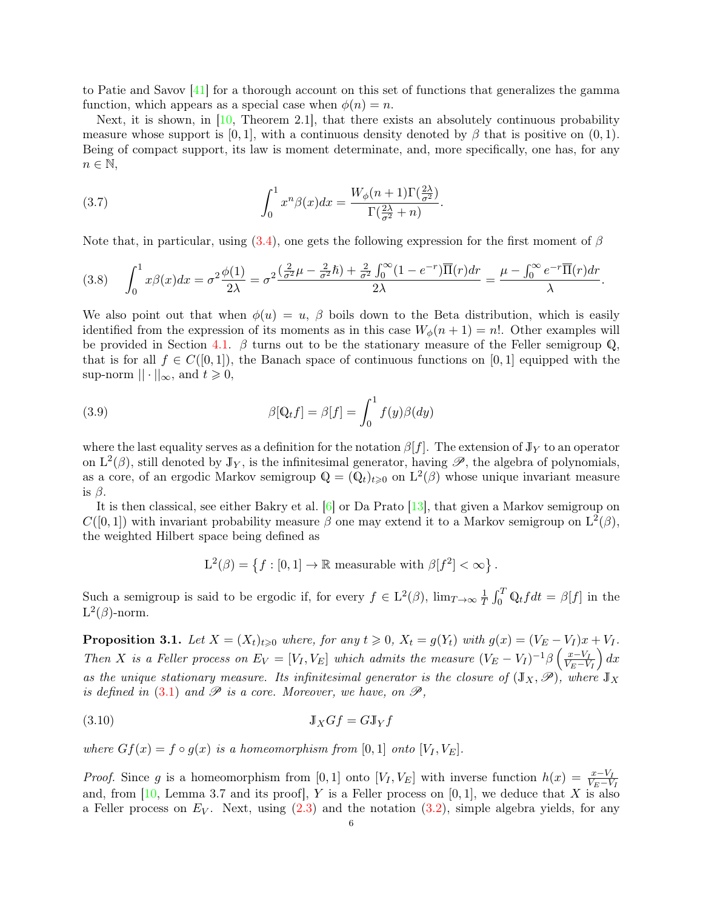to Patie and Savov [41] for a thorough account on this set of functions that generalizes the gamma function, which appears as a special case when $\phi(n) = n$.

Next, it is shown, in [10, Theorem 2.1], that there exists an absolutely continuous probability measure whose support is $[0,1]$, with a continuous density denoted by $\beta$ that is positive on $(0,1)$. Being of compact support, its law is moment determinate, and, more specifically, one has, for any $n \in \mathbb{N}$,

$$\int_0^1 x^n \beta(x)dx = \frac{W_\phi(n+1)\Gamma(\frac{2\lambda}{\sigma^2})}{\Gamma(\frac{2\lambda}{\sigma^2}+n)}. \tag{3.7}$$

Note that, in particular, using (3.4), one gets the following expression for the first moment of $\beta$

$$\int_0^1 x\beta(x)dx = \sigma^2\frac{\phi(1)}{2\lambda} = \sigma^2\frac{(\frac{2}{\sigma^2}\mu - \frac{2}{\sigma^2}\hbar) + \frac{2}{\sigma^2}\int_0^\infty (1-e^{-r})\overline{\Pi}(r)dr}{2\lambda} = \frac{\mu - \int_0^\infty e^{-r}\overline{\Pi}(r)dr}{\lambda}. \tag{3.8}$$

We also point out that when $\phi(u) = u$, $\beta$ boils down to the Beta distribution, which is easily identified from the expression of its moments as in this case $W_\phi(n+1) = n!$. Other examples will be provided in Section 4.1. $\beta$ turns out to be the stationary measure of the Feller semigroup $\mathbb{Q}$, that is for all $f \in C([0,1])$, the Banach space of continuous functions on $[0,1]$ equipped with the sup-norm $||\cdot||_\infty$, and $t \geqslant 0$,

$$\beta[\mathbb{Q}_t f] = \beta[f] = \int_0^1 f(y)\beta(dy) \tag{3.9}$$

where the last equality serves as a definition for the notation $\beta[f]$. The extension of $\mathbb{J}_Y$ to an operator on $\mathrm{L}^2(\beta)$, still denoted by $\mathbb{J}_Y$, is the infinitesimal generator, having $\mathscr{P}$, the algebra of polynomials, as a core, of an ergodic Markov semigroup $\mathbb{Q} = (\mathbb{Q}_t)_{t\geqslant 0}$ on $\mathrm{L}^2(\beta)$ whose unique invariant measure is $\beta$.

It is then classical, see either Bakry et al. [6] or Da Prato [13], that given a Markov semigroup on $C([0,1])$ with invariant probability measure $\beta$ one may extend it to a Markov semigroup on $\mathrm{L}^2(\beta)$, the weighted Hilbert space being defined as

$$\mathrm{L}^2(\beta) = \left\{ f : [0,1] \to \mathbb{R} \text{ measurable with } \beta[f^2] < \infty \right\}.$$

Such a semigroup is said to be ergodic if, for every $f \in \mathrm{L}^2(\beta)$, $\lim_{T\to\infty} \frac{1}{T}\int_0^T \mathbb{Q}_t f dt = \beta[f]$ in the $\mathrm{L}^2(\beta)$-norm.

**Proposition 3.1.** *Let $X = (X_t)_{t\geqslant 0}$ where, for any $t \geqslant 0$, $X_t = g(Y_t)$ with $g(x) = (V_E - V_I)x + V_I$. Then $X$ is a Feller process on $E_V = [V_I, V_E]$ which admits the measure $(V_E - V_I)^{-1}\beta\left(\frac{x-V_I}{V_E-V_I}\right)dx$ as the unique stationary measure. Its infinitesimal generator is the closure of $(\mathbb{J}_X, \mathscr{P})$, where $\mathbb{J}_X$ is defined in (3.1) and $\mathscr{P}$ is a core. Moreover, we have, on $\mathscr{P}$,*

$$\mathbb{J}_X G f = G\mathbb{J}_Y f \tag{3.10}$$

*where $Gf(x) = f \circ g(x)$ is a homeomorphism from $[0,1]$ onto $[V_I, V_E]$.*

*Proof.* Since $g$ is a homeomorphism from $[0,1]$ onto $[V_I, V_E]$ with inverse function $h(x) = \frac{x-V_I}{V_E-V_I}$ and, from [10, Lemma 3.7 and its proof], $Y$ is a Feller process on $[0,1]$, we deduce that $X$ is also a Feller process on $E_V$. Next, using (2.3) and the notation (3.2), simple algebra yields, for any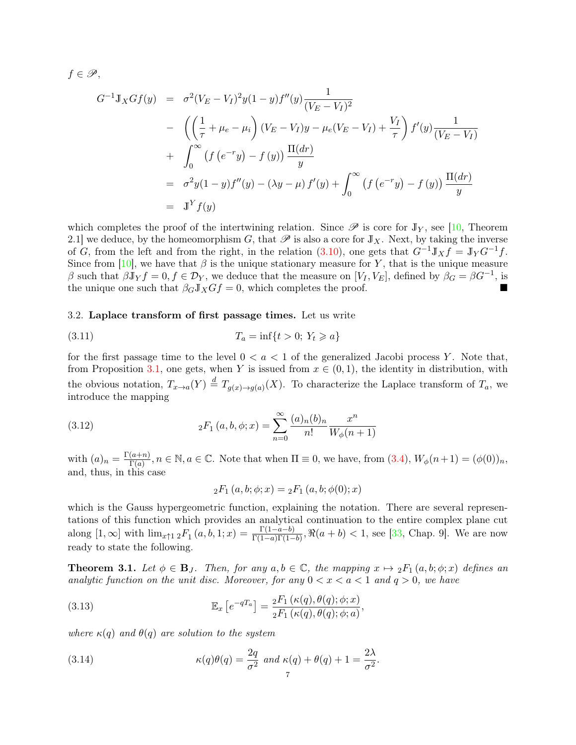$f \in \mathscr{P}$,

$$
\begin{aligned}
G^{-1}\mathbb{J}_X G f(y) &= \sigma^2 (V_E - V_I)^2 y(1-y) f''(y) \frac{1}{(V_E - V_I)^2} \\
&- \left( \left( \frac{1}{\tau} + \mu_e - \mu_i \right) (V_E - V_I) y - \mu_e (V_E - V_I) + \frac{V_I}{\tau} \right) f'(y) \frac{1}{(V_E - V_I)} \\
&+ \int_0^\infty \left( f\left(e^{-r} y\right) - f(y) \right) \frac{\Pi(dr)}{y} \\
&= \sigma^2 y(1-y) f''(y) - (\lambda y - \mu) f'(y) + \int_0^\infty \left( f\left(e^{-r} y\right) - f(y) \right) \frac{\Pi(dr)}{y} \\
&= \mathbb{J}^Y f(y)
\end{aligned}
$$

which completes the proof of the intertwining relation. Since $\mathscr{P}$ is core for $\mathbb{J}_Y$, see [10, Theorem 2.1] we deduce, by the homeomorphism $G$, that $\mathscr{P}$ is also a core for $\mathbb{J}_X$. Next, by taking the inverse of $G$, from the left and from the right, in the relation (3.10), one gets that $G^{-1}\mathbb{J}_X f = \mathbb{J}_Y G^{-1} f$. Since from [10], we have that $\beta$ is the unique stationary measure for $Y$, that is the unique measure $\beta$ such that $\beta \mathbb{J}_Y f = 0, f \in \mathcal{D}_Y$, we deduce that the measure on $[V_I, V_E]$, defined by $\beta_G = \beta G^{-1}$, is the unique one such that $\beta_G \mathbb{J}_X G f = 0$, which completes the proof. ■

3.2. **Laplace transform of first passage times.** Let us write

$$
T_a = \inf\{t > 0;\ Y_t \geqslant a\} \tag{3.11}
$$

for the first passage time to the level $0 < a < 1$ of the generalized Jacobi process $Y$. Note that, from Proposition 3.1, one gets, when $Y$ is issued from $x \in (0,1)$, the identity in distribution, with the obvious notation, $T_{x \to a}(Y) \stackrel{d}{=} T_{g(x) \to g(a)}(X)$. To characterize the Laplace transform of $T_a$, we introduce the mapping

$$
{}_2F_1\left(a, b, \phi; x\right) = \sum_{n=0}^\infty \frac{(a)_n (b)_n}{n!} \frac{x^n}{W_\phi(n+1)} \tag{3.12}
$$

with $(a)_n = \frac{\Gamma(a+n)}{\Gamma(a)}, n \in \mathbb{N}, a \in \mathbb{C}$. Note that when $\Pi \equiv 0$, we have, from (3.4), $W_\phi(n+1) = (\phi(0))_n$, and, thus, in this case

$$
{}_2F_1\left(a, b; \phi; x\right) = {}_2F_1\left(a, b; \phi(0); x\right)
$$

which is the Gauss hypergeometric function, explaining the notation. There are several representations of this function which provides an analytical continuation to the entire complex plane cut along $[1, \infty]$ with $\lim_{x \uparrow 1} {}_2F_1\left(a, b, 1; x\right) = \frac{\Gamma(1-a-b)}{\Gamma(1-a)\Gamma(1-b)}, \Re(a+b) < 1$, see [33, Chap. 9]. We are now ready to state the following.

**Theorem 3.1.** *Let $\phi \in \mathbf{B}_J$. Then, for any $a, b \in \mathbb{C}$, the mapping $x \mapsto {}_2F_1\left(a, b; \phi; x\right)$ defines an analytic function on the unit disc. Moreover, for any $0 < x < a < 1$ and $q > 0$, we have*

$$
\mathbb{E}_x\left[e^{-qT_a}\right] = \frac{{}_2F_1\left(\kappa(q), \theta(q); \phi; x\right)}{{}_2F_1\left(\kappa(q), \theta(q); \phi; a\right)}, \tag{3.13}
$$

*where $\kappa(q)$ and $\theta(q)$ are solution to the system*

$$
\kappa(q)\theta(q) = \frac{2q}{\sigma^2} \text{ and } \kappa(q) + \theta(q) + 1 = \frac{2\lambda}{\sigma^2}. \tag{3.14}
$$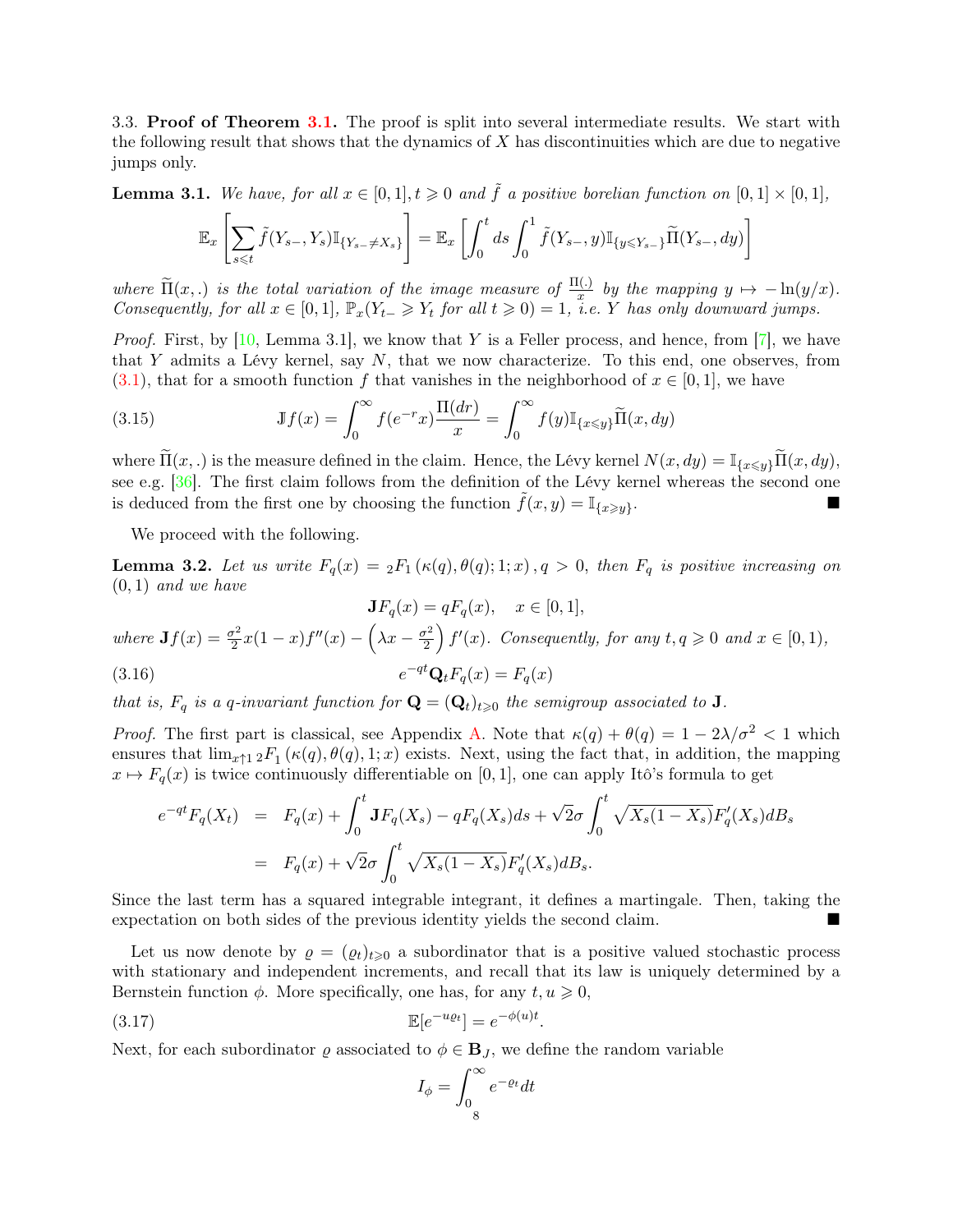3.3. **Proof of Theorem 3.1.** The proof is split into several intermediate results. We start with the following result that shows that the dynamics of $X$ has discontinuities which are due to negative jumps only.

**Lemma 3.1.** *We have, for all $x \in [0,1], t \geqslant 0$ and $\tilde{f}$ a positive borelian function on $[0,1]\times[0,1]$,*

$$\mathbb{E}_x\left[\sum_{s\leqslant t} \tilde{f}(Y_{s-},Y_s)\mathbb{I}_{\{Y_{s-}\neq X_s\}}\right] = \mathbb{E}_x\left[\int_0^t ds \int_0^1 \tilde{f}(Y_{s-},y)\mathbb{I}_{\{y\leqslant Y_{s-}\}}\widetilde{\Pi}(Y_{s-},dy)\right]$$

*where $\widetilde{\Pi}(x,.)$ is the total variation of the image measure of $\frac{\Pi(.)}{x}$ by the mapping $y \mapsto -\ln(y/x)$. Consequently, for all $x \in [0,1]$, $\mathbb{P}_x(Y_{t-} \geqslant Y_t \text{ for all } t \geqslant 0) = 1$, i.e. $Y$ has only downward jumps.*

*Proof.* First, by [10, Lemma 3.1], we know that $Y$ is a Feller process, and hence, from [7], we have that $Y$ admits a Lévy kernel, say $N$, that we now characterize. To this end, one observes, from (3.1), that for a smooth function $f$ that vanishes in the neighborhood of $x \in [0,1]$, we have

$$\mathbb{J}f(x) = \int_0^\infty f(e^{-r}x)\frac{\Pi(dr)}{x} = \int_0^\infty f(y)\mathbb{I}_{\{x\leqslant y\}}\widetilde{\Pi}(x,dy) \tag{3.15}$$

where $\widetilde{\Pi}(x,.)$ is the measure defined in the claim. Hence, the Lévy kernel $N(x,dy) = \mathbb{I}_{\{x\leqslant y\}}\widetilde{\Pi}(x,dy)$, see e.g. [36]. The first claim follows from the definition of the Lévy kernel whereas the second one is deduced from the first one by choosing the function $\tilde{f}(x,y) = \mathbb{I}_{\{x\geqslant y\}}$. ■

We proceed with the following.

**Lemma 3.2.** *Let us write $F_q(x) = {}_2F_1(\kappa(q),\theta(q);1;x), q > 0$, then $F_q$ is positive increasing on $(0,1)$ and we have*

$$\mathbf{J}F_q(x) = qF_q(x), \quad x \in [0,1],$$

*where $\mathbf{J}f(x) = \frac{\sigma^2}{2}x(1-x)f''(x) - \left(\lambda x - \frac{\sigma^2}{2}\right)f'(x)$. Consequently, for any $t,q \geqslant 0$ and $x \in [0,1)$,*

$$e^{-qt}\mathbf{Q}_tF_q(x) = F_q(x) \tag{3.16}$$

*that is, $F_q$ is a $q$-invariant function for $\mathbf{Q} = (\mathbf{Q}_t)_{t\geqslant 0}$ the semigroup associated to $\mathbf{J}$.*

*Proof.* The first part is classical, see Appendix A. Note that $\kappa(q)+\theta(q) = 1 - 2\lambda/\sigma^2 < 1$ which ensures that $\lim_{x\uparrow 1} {}_2F_1(\kappa(q),\theta(q),1;x)$ exists. Next, using the fact that, in addition, the mapping $x \mapsto F_q(x)$ is twice continuously differentiable on $[0,1]$, one can apply Itô's formula to get

$$\begin{aligned}
e^{-qt}F_q(X_t) &= F_q(x) + \int_0^t \mathbf{J}F_q(X_s) - qF_q(X_s)ds + \sqrt{2}\sigma\int_0^t \sqrt{X_s(1-X_s)}F_q'(X_s)dB_s \\
&= F_q(x) + \sqrt{2}\sigma\int_0^t \sqrt{X_s(1-X_s)}F_q'(X_s)dB_s.
\end{aligned}$$

Since the last term has a squared integrable integrant, it defines a martingale. Then, taking the expectation on both sides of the previous identity yields the second claim. ■

Let us now denote by $\varrho = (\varrho_t)_{t\geqslant 0}$ a subordinator that is a positive valued stochastic process with stationary and independent increments, and recall that its law is uniquely determined by a Bernstein function $\phi$. More specifically, one has, for any $t,u \geqslant 0$,

$$\mathbb{E}[e^{-u\varrho_t}] = e^{-\phi(u)t}. \tag{3.17}$$

Next, for each subordinator $\varrho$ associated to $\phi \in \mathbf{B}_J$, we define the random variable

$$I_\phi = \int_0^\infty e^{-\varrho_t}dt$$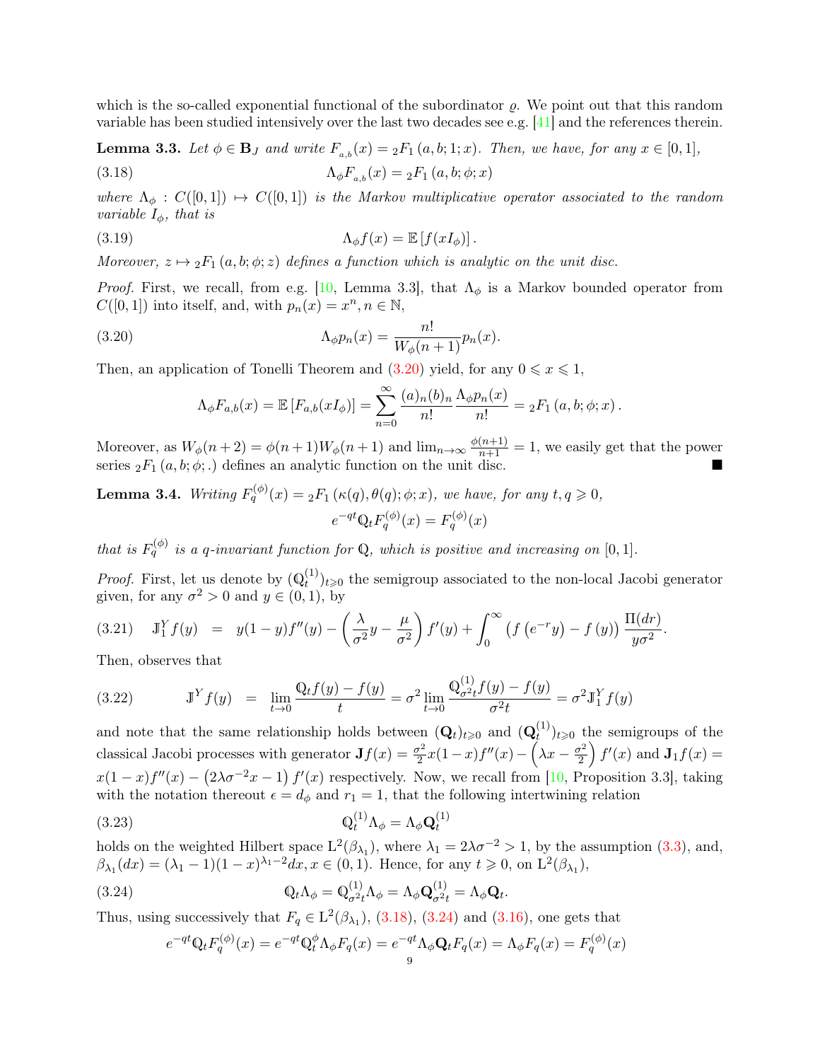which is the so-called exponential functional of the subordinator $\varrho$. We point out that this random variable has been studied intensively over the last two decades see e.g. [41] and the references therein.

**Lemma 3.3.** *Let $\phi \in \mathbf{B}_J$ and write $F_{a,b}(x) = {}_2F_1(a,b;1;x)$. Then, we have, for any $x \in [0,1]$,*

$$\Lambda_\phi F_{a,b}(x) = {}_2F_1(a,b;\phi;x) \tag{3.18}$$

*where $\Lambda_\phi : C([0,1]) \mapsto C([0,1])$ is the Markov multiplicative operator associated to the random variable $I_\phi$, that is*

$$\Lambda_\phi f(x) = \mathbb{E}\left[f(xI_\phi)\right]. \tag{3.19}$$

*Moreover, $z \mapsto {}_2F_1(a,b;\phi;z)$ defines a function which is analytic on the unit disc.*

*Proof.* First, we recall, from e.g. [10, Lemma 3.3], that $\Lambda_\phi$ is a Markov bounded operator from $C([0,1])$ into itself, and, with $p_n(x) = x^n, n \in \mathbb{N}$,

$$\Lambda_\phi p_n(x) = \frac{n!}{W_\phi(n+1)} p_n(x). \tag{3.20}$$

Then, an application of Tonelli Theorem and (3.20) yield, for any $0 \leqslant x \leqslant 1$,

$$\Lambda_\phi F_{a,b}(x) = \mathbb{E}\left[F_{a,b}(xI_\phi)\right] = \sum_{n=0}^{\infty} \frac{(a)_n (b)_n}{n!} \frac{\Lambda_\phi p_n(x)}{n!} = {}_2F_1(a,b;\phi;x).$$

Moreover, as $W_\phi(n+2) = \phi(n+1)W_\phi(n+1)$ and $\lim_{n\to\infty} \frac{\phi(n+1)}{n+1} = 1$, we easily get that the power series ${}_2F_1(a,b;\phi;.)$ defines an analytic function on the unit disc. ■

**Lemma 3.4.** *Writing $F_q^{(\phi)}(x) = {}_2F_1(\kappa(q),\theta(q);\phi;x)$, we have, for any $t,q \geqslant 0$,*

$$e^{-qt}\mathbb{Q}_t F_q^{(\phi)}(x) = F_q^{(\phi)}(x)$$

*that is $F_q^{(\phi)}$ is a $q$-invariant function for $\mathbb{Q}$, which is positive and increasing on $[0,1]$.*

*Proof.* First, let us denote by $(\mathbb{Q}_t^{(1)})_{t\geqslant 0}$ the semigroup associated to the non-local Jacobi generator given, for any $\sigma^2 > 0$ and $y \in (0,1)$, by

$$\mathbb{J}_1^Y f(y) \quad = \quad y(1-y)f''(y) - \left(\frac{\lambda}{\sigma^2}y - \frac{\mu}{\sigma^2}\right)f'(y) + \int_0^\infty \left(f\left(e^{-r}y\right) - f(y)\right)\frac{\Pi(dr)}{y\sigma^2}. \tag{3.21}$$

Then, observes that

$$\mathbb{J}^Y f(y) \quad = \quad \lim_{t\to 0} \frac{\mathbb{Q}_t f(y) - f(y)}{t} = \sigma^2 \lim_{t\to 0} \frac{\mathbb{Q}^{(1)}_{\sigma^2 t} f(y) - f(y)}{\sigma^2 t} = \sigma^2 \mathbb{J}_1^Y f(y) \tag{3.22}$$

and note that the same relationship holds between $(\mathbf{Q}_t)_{t\geqslant 0}$ and $(\mathbf{Q}_t^{(1)})_{t\geqslant 0}$ the semigroups of the classical Jacobi processes with generator $\mathbf{J}f(x) = \frac{\sigma^2}{2}x(1-x)f''(x) - \left(\lambda x - \frac{\sigma^2}{2}\right)f'(x)$ and $\mathbf{J}_1 f(x) = x(1-x)f''(x) - \left(2\lambda\sigma^{-2}x - 1\right)f'(x)$ respectively. Now, we recall from [10, Proposition 3.3], taking with the notation thereout $\epsilon = d_\phi$ and $r_1 = 1$, that the following intertwining relation

$$\mathbb{Q}_t^{(1)}\Lambda_\phi = \Lambda_\phi \mathbf{Q}_t^{(1)} \tag{3.23}$$

holds on the weighted Hilbert space $\mathrm{L}^2(\beta_{\lambda_1})$, where $\lambda_1 = 2\lambda\sigma^{-2} > 1$, by the assumption (3.3), and, $\beta_{\lambda_1}(dx) = (\lambda_1 - 1)(1-x)^{\lambda_1 - 2}dx, x \in (0,1)$. Hence, for any $t \geqslant 0$, on $\mathrm{L}^2(\beta_{\lambda_1})$,

$$\mathbb{Q}_t\Lambda_\phi = \mathbb{Q}^{(1)}_{\sigma^2 t}\Lambda_\phi = \Lambda_\phi \mathbf{Q}^{(1)}_{\sigma^2 t} = \Lambda_\phi \mathbf{Q}_t. \tag{3.24}$$

Thus, using successively that $F_q \in \mathrm{L}^2(\beta_{\lambda_1})$, (3.18), (3.24) and (3.16), one gets that

$$e^{-qt}\mathbb{Q}_t F_q^{(\phi)}(x) = e^{-qt}\mathbb{Q}_t^{\phi}\Lambda_\phi F_q(x) = e^{-qt}\Lambda_\phi \mathbf{Q}_t F_q(x) = \Lambda_\phi F_q(x) = F_q^{(\phi)}(x)$$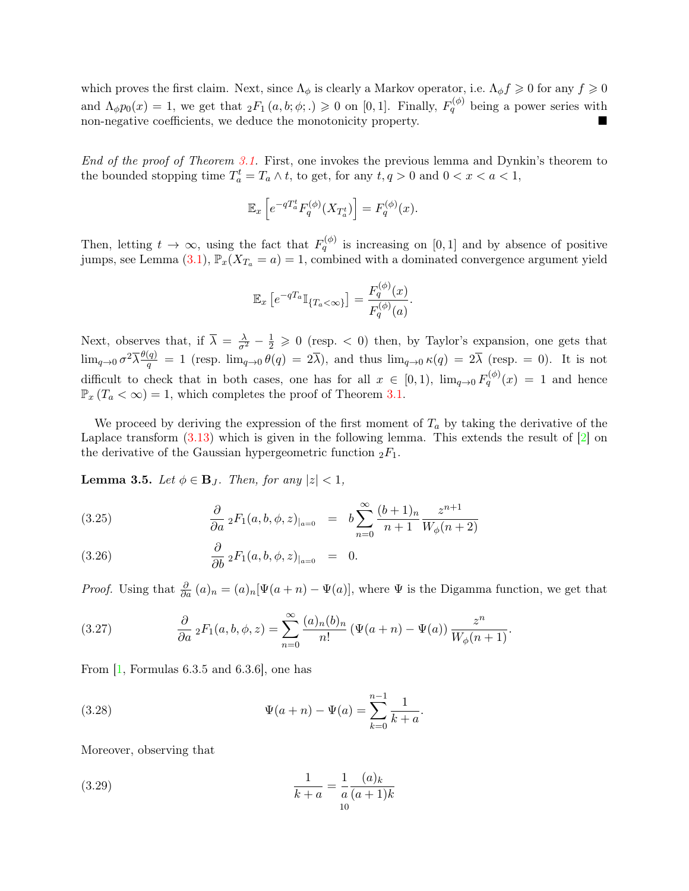which proves the first claim. Next, since $\Lambda_\phi$ is clearly a Markov operator, i.e. $\Lambda_\phi f \geqslant 0$ for any $f \geqslant 0$ and $\Lambda_\phi p_0(x) = 1$, we get that ${}_2F_1(a, b; \phi; .) \geqslant 0$ on $[0,1]$. Finally, $F_q^{(\phi)}$ being a power series with non-negative coefficients, we deduce the monotonicity property. ■

*End of the proof of Theorem 3.1.* First, one invokes the previous lemma and Dynkin's theorem to the bounded stopping time $T_a^t = T_a \wedge t$, to get, for any $t, q > 0$ and $0 < x < a < 1$,

$$\mathbb{E}_x\left[e^{-qT_a^t}F_q^{(\phi)}(X_{T_a^t})\right] = F_q^{(\phi)}(x).$$

Then, letting $t \to \infty$, using the fact that $F_q^{(\phi)}$ is increasing on $[0,1]$ and by absence of positive jumps, see Lemma (3.1), $\mathbb{P}_x(X_{T_a} = a) = 1$, combined with a dominated convergence argument yield

$$\mathbb{E}_x\left[e^{-qT_a}\mathbb{I}_{\{T_a<\infty\}}\right] = \frac{F_q^{(\phi)}(x)}{F_q^{(\phi)}(a)}.$$

Next, observes that, if $\overline{\lambda} = \frac{\lambda}{\sigma^2} - \frac{1}{2} \geqslant 0$ (resp. $< 0$) then, by Taylor's expansion, one gets that $\lim_{q\to 0}\sigma^2\overline{\lambda}\frac{\theta(q)}{q} = 1$ (resp. $\lim_{q\to 0}\theta(q) = 2\overline{\lambda}$), and thus $\lim_{q\to 0}\kappa(q) = 2\overline{\lambda}$ (resp. $= 0$). It is not difficult to check that in both cases, one has for all $x \in [0,1)$, $\lim_{q\to 0}F_q^{(\phi)}(x) = 1$ and hence $\mathbb{P}_x(T_a < \infty) = 1$, which completes the proof of Theorem 3.1.

We proceed by deriving the expression of the first moment of $T_a$ by taking the derivative of the Laplace transform (3.13) which is given in the following lemma. This extends the result of [2] on the derivative of the Gaussian hypergeometric function ${}_2F_1$.

**Lemma 3.5.** *Let $\phi \in \mathbf{B}_J$. Then, for any $|z| < 1$,*

$$\frac{\partial}{\partial a}\,{}_2F_1(a, b, \phi, z)_{|a=0} = b\sum_{n=0}^{\infty}\frac{(b+1)_n}{n+1}\frac{z^{n+1}}{W_\phi(n+2)} \tag{3.25}$$

$$\frac{\partial}{\partial b}\,{}_2F_1(a, b, \phi, z)_{|a=0} = 0. \tag{3.26}$$

*Proof.* Using that $\frac{\partial}{\partial a}(a)_n = (a)_n[\Psi(a+n) - \Psi(a)]$, where $\Psi$ is the Digamma function, we get that

$$\frac{\partial}{\partial a}\,{}_2F_1(a, b, \phi, z) = \sum_{n=0}^{\infty}\frac{(a)_n(b)_n}{n!}\left(\Psi(a+n) - \Psi(a)\right)\frac{z^n}{W_\phi(n+1)}. \tag{3.27}$$

From [1, Formulas 6.3.5 and 6.3.6], one has

$$\Psi(a+n) - \Psi(a) = \sum_{k=0}^{n-1}\frac{1}{k+a}. \tag{3.28}$$

Moreover, observing that

$$\frac{1}{k+a} = \frac{1}{a}\frac{(a)_k}{(a+1)k} \tag{3.29}$$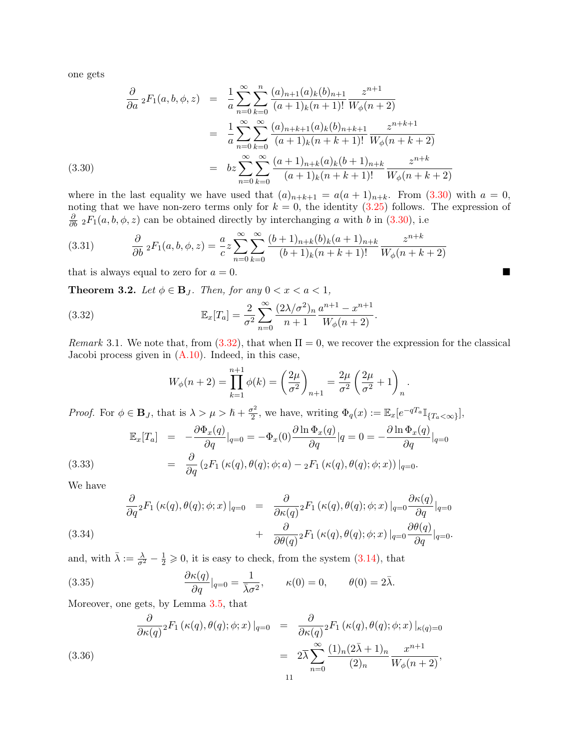one gets

$$
\begin{aligned}
\frac{\partial}{\partial a}\, {}_2F_1(a,b,\phi,z) &= \frac{1}{a}\sum_{n=0}^{\infty}\sum_{k=0}^{n}\frac{(a)_{n+1}(a)_k(b)_{n+1}}{(a+1)_k(n+1)!}\frac{z^{n+1}}{W_\phi(n+2)}\\
&= \frac{1}{a}\sum_{n=0}^{\infty}\sum_{k=0}^{\infty}\frac{(a)_{n+k+1}(a)_k(b)_{n+k+1}}{(a+1)_k(n+k+1)!}\frac{z^{n+k+1}}{W_\phi(n+k+2)}\\
&= bz\sum_{n=0}^{\infty}\sum_{k=0}^{\infty}\frac{(a+1)_{n+k}(a)_k(b+1)_{n+k}}{(a+1)_k(n+k+1)!}\frac{z^{n+k}}{W_\phi(n+k+2)} \qquad (3.30)
\end{aligned}
$$

where in the last equality we have used that $(a)_{n+k+1} = a(a+1)_{n+k}$. From (3.30) with $a = 0$, noting that we have non-zero terms only for $k = 0$, the identity (3.25) follows. The expression of $\frac{\partial}{\partial b}\, {}_2F_1(a,b,\phi,z)$ can be obtained directly by interchanging $a$ with $b$ in (3.30), i.e

$$
\frac{\partial}{\partial b}\, {}_2F_1(a,b,\phi,z) = \frac{a}{c}z\sum_{n=0}^{\infty}\sum_{k=0}^{\infty}\frac{(b+1)_{n+k}(b)_k(a+1)_{n+k}}{(b+1)_k(n+k+1)!}\frac{z^{n+k}}{W_\phi(n+k+2)} \qquad (3.31)
$$

that is always equal to zero for $a = 0$. ■

**Theorem 3.2.** *Let $\phi \in \mathbf{B}_J$. Then, for any $0 < x < a < 1$,*

$$
\mathbb{E}_x[T_a] = \frac{2}{\sigma^2}\sum_{n=0}^{\infty}\frac{(2\lambda/\sigma^2)_n}{n+1}\frac{a^{n+1}-x^{n+1}}{W_\phi(n+2)}. \qquad (3.32)
$$

*Remark* 3.1. We note that, from (3.32), that when $\Pi = 0$, we recover the expression for the classical Jacobi process given in (A.10). Indeed, in this case,

$$
W_\phi(n+2) = \prod_{k=1}^{n+1}\phi(k) = \left(\frac{2\mu}{\sigma^2}\right)_{n+1} = \frac{2\mu}{\sigma^2}\left(\frac{2\mu}{\sigma^2}+1\right)_n.
$$

*Proof.* For $\phi \in \mathbf{B}_J$, that is $\lambda > \mu > \hbar + \frac{\sigma^2}{2}$, we have, writing $\Phi_q(x) := \mathbb{E}_x[e^{-qT_a}\mathbb{I}_{\{T_a<\infty\}}]$,

$$
\begin{aligned}
\mathbb{E}_x[T_a] &= -\frac{\partial \Phi_x(q)}{\partial q}|_{q=0} = -\Phi_x(0)\frac{\partial \ln \Phi_x(q)}{\partial q}|q=0 = -\frac{\partial \ln \Phi_x(q)}{\partial q}|_{q=0}\\
&= \frac{\partial}{\partial q}\left({}_2F_1\left(\kappa(q),\theta(q);\phi;a\right) - {}_2F_1\left(\kappa(q),\theta(q);\phi;x\right)\right)|_{q=0}. \qquad (3.33)
\end{aligned}
$$

We have

$$
\begin{aligned}
\frac{\partial}{\partial q}{}_2F_1\left(\kappa(q),\theta(q);\phi;x\right)|_{q=0} &= \frac{\partial}{\partial \kappa(q)}{}_2F_1\left(\kappa(q),\theta(q);\phi;x\right)|_{q=0}\frac{\partial \kappa(q)}{\partial q}|_{q=0}\\
&+ \frac{\partial}{\partial \theta(q)}{}_2F_1\left(\kappa(q),\theta(q);\phi;x\right)|_{q=0}\frac{\partial \theta(q)}{\partial q}|_{q=0}. \qquad (3.34)
\end{aligned}
$$

and, with $\bar{\lambda} := \frac{\lambda}{\sigma^2} - \frac{1}{2} \geqslant 0$, it is easy to check, from the system (3.14), that

$$
\frac{\partial \kappa(q)}{\partial q}|_{q=0} = \frac{1}{\bar{\lambda}\sigma^2}, \qquad \kappa(0) = 0, \qquad \theta(0) = 2\bar{\lambda}. \qquad (3.35)
$$

Moreover, one gets, by Lemma 3.5, that

$$
\begin{aligned}
\frac{\partial}{\partial \kappa(q)}{}_2F_1\left(\kappa(q),\theta(q);\phi;x\right)|_{q=0} &= \frac{\partial}{\partial \kappa(q)}{}_2F_1\left(\kappa(q),\theta(q);\phi;x\right)|_{\kappa(q)=0}\\
&= 2\bar{\lambda}\sum_{n=0}^{\infty}\frac{(1)_n(2\bar{\lambda}+1)_n}{(2)_n}\frac{x^{n+1}}{W_\phi(n+2)}, \qquad (3.36)
\end{aligned}
$$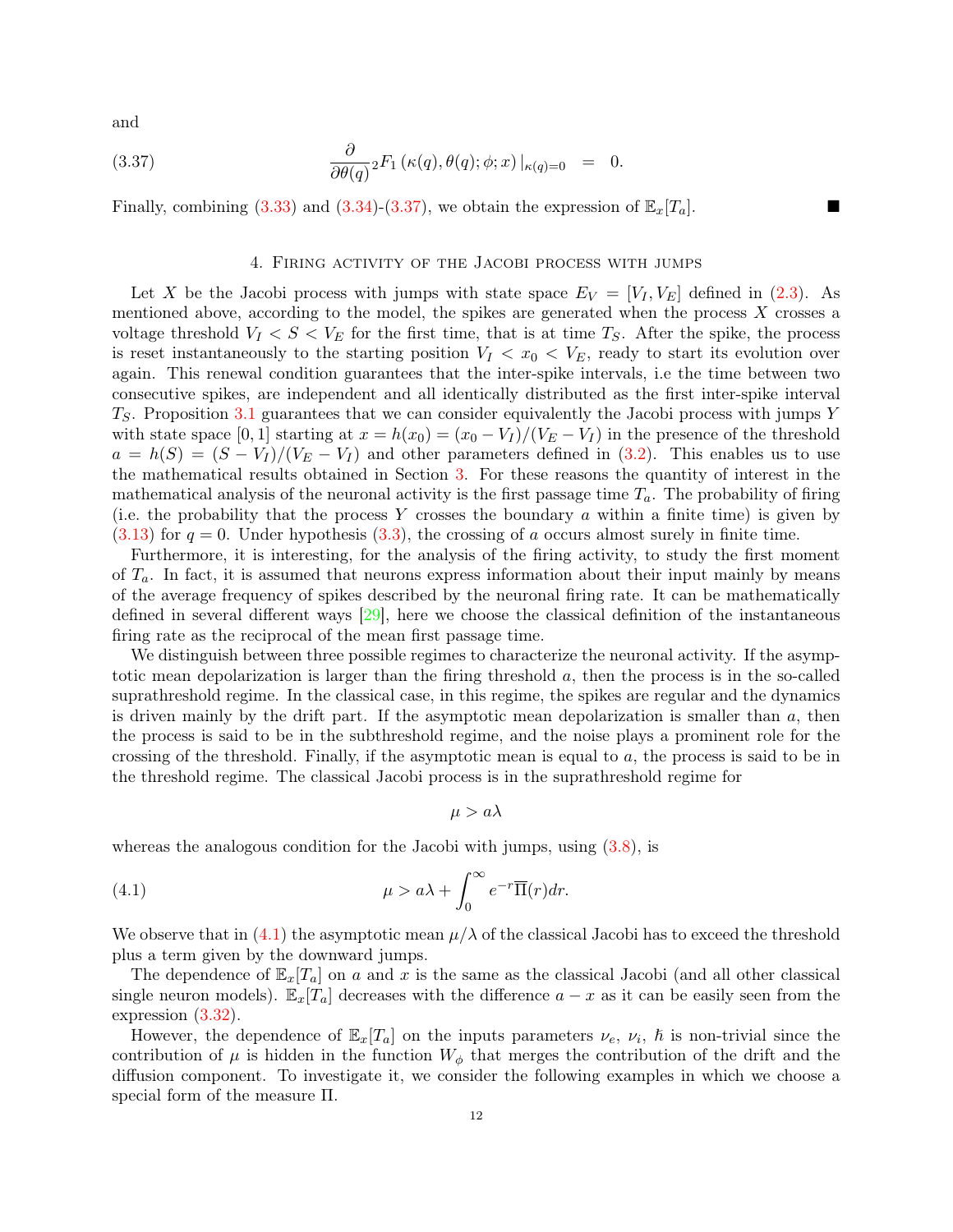and

$$\frac{\partial}{\partial\theta(q)}{}_2F_1\left(\kappa(q),\theta(q);\phi;x\right)|_{\kappa(q)=0} \quad = \quad 0. \tag{3.37}$$

Finally, combining (3.33) and (3.34)-(3.37), we obtain the expression of $\mathbb{E}_x[T_a]$. ■

## 4. Firing activity of the Jacobi process with jumps

Let $X$ be the Jacobi process with jumps with state space $E_V = [V_I, V_E]$ defined in (2.3). As mentioned above, according to the model, the spikes are generated when the process $X$ crosses a voltage threshold $V_I < S < V_E$ for the first time, that is at time $T_S$. After the spike, the process is reset instantaneously to the starting position $V_I < x_0 < V_E$, ready to start its evolution over again. This renewal condition guarantees that the inter-spike intervals, i.e the time between two consecutive spikes, are independent and all identically distributed as the first inter-spike interval $T_S$. Proposition 3.1 guarantees that we can consider equivalently the Jacobi process with jumps $Y$ with state space $[0, 1]$ starting at $x = h(x_0) = (x_0 - V_I)/(V_E - V_I)$ in the presence of the threshold $a = h(S) = (S - V_I)/(V_E - V_I)$ and other parameters defined in (3.2). This enables us to use the mathematical results obtained in Section 3. For these reasons the quantity of interest in the mathematical analysis of the neuronal activity is the first passage time $T_a$. The probability of firing (i.e. the probability that the process $Y$ crosses the boundary $a$ within a finite time) is given by (3.13) for $q = 0$. Under hypothesis (3.3), the crossing of $a$ occurs almost surely in finite time.

Furthermore, it is interesting, for the analysis of the firing activity, to study the first moment of $T_a$. In fact, it is assumed that neurons express information about their input mainly by means of the average frequency of spikes described by the neuronal firing rate. It can be mathematically defined in several different ways [29], here we choose the classical definition of the instantaneous firing rate as the reciprocal of the mean first passage time.

We distinguish between three possible regimes to characterize the neuronal activity. If the asymptotic mean depolarization is larger than the firing threshold $a$, then the process is in the so-called suprathreshold regime. In the classical case, in this regime, the spikes are regular and the dynamics is driven mainly by the drift part. If the asymptotic mean depolarization is smaller than $a$, then the process is said to be in the subthreshold regime, and the noise plays a prominent role for the crossing of the threshold. Finally, if the asymptotic mean is equal to $a$, the process is said to be in the threshold regime. The classical Jacobi process is in the suprathreshold regime for

$$\mu > a\lambda$$

whereas the analogous condition for the Jacobi with jumps, using (3.8), is

$$\mu > a\lambda + \int_0^\infty e^{-r}\overline{\Pi}(r)dr. \tag{4.1}$$

We observe that in (4.1) the asymptotic mean $\mu/\lambda$ of the classical Jacobi has to exceed the threshold plus a term given by the downward jumps.

The dependence of $\mathbb{E}_x[T_a]$ on $a$ and $x$ is the same as the classical Jacobi (and all other classical single neuron models). $\mathbb{E}_x[T_a]$ decreases with the difference $a - x$ as it can be easily seen from the expression (3.32).

However, the dependence of $\mathbb{E}_x[T_a]$ on the inputs parameters $\nu_e$, $\nu_i$, $\hbar$ is non-trivial since the contribution of $\mu$ is hidden in the function $W_\phi$ that merges the contribution of the drift and the diffusion component. To investigate it, we consider the following examples in which we choose a special form of the measure $\Pi$.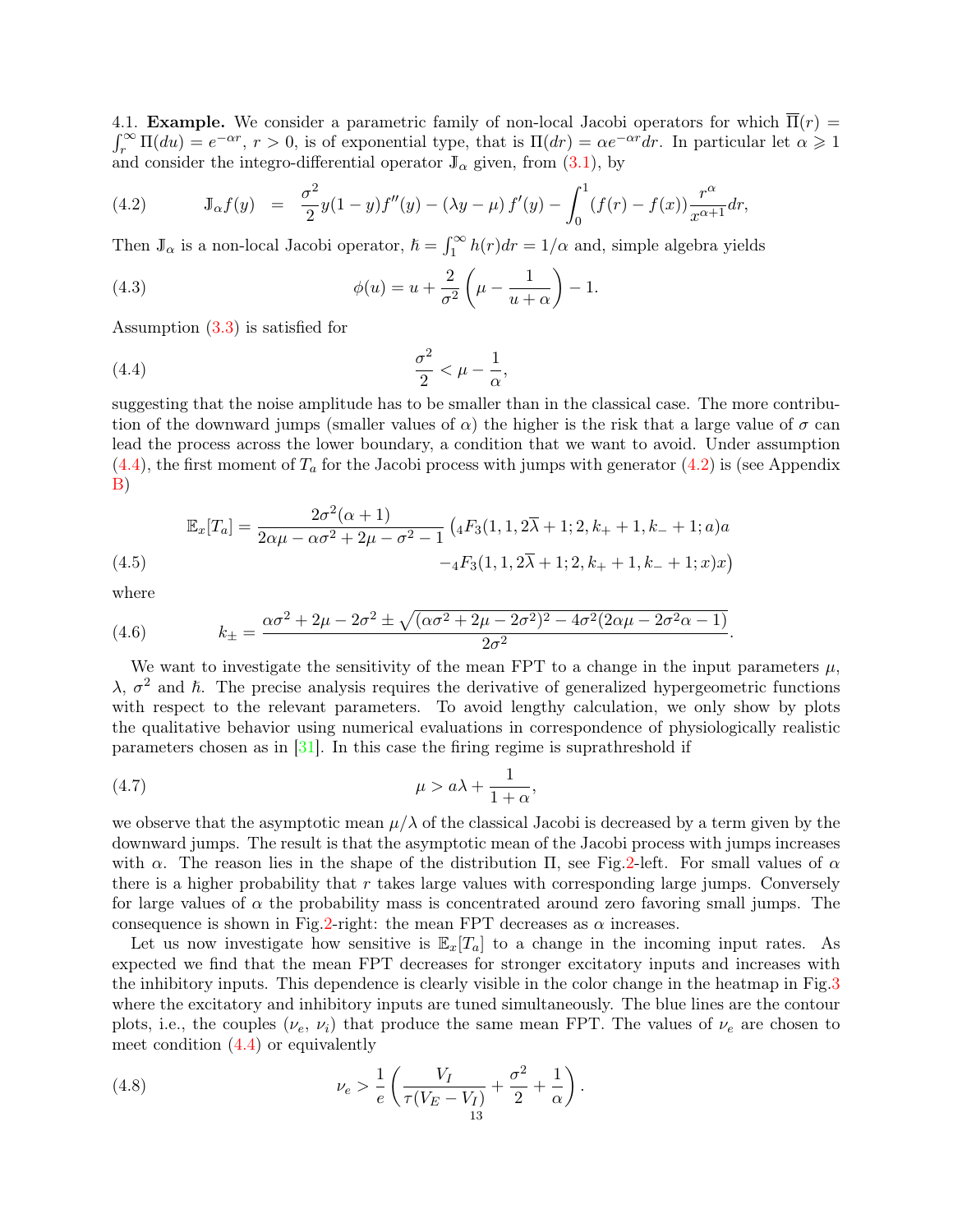4.1. **Example.** We consider a parametric family of non-local Jacobi operators for which $\overline{\Pi}(r) = \int_r^\infty \Pi(du) = e^{-\alpha r}$, $r > 0$, is of exponential type, that is $\Pi(dr) = \alpha e^{-\alpha r} dr$. In particular let $\alpha \geqslant 1$ and consider the integro-differential operator $\mathbb{J}_\alpha$ given, from (3.1), by

$$\mathbb{J}_\alpha f(y) \;=\; \frac{\sigma^2}{2} y(1-y) f''(y) - (\lambda y - \mu) f'(y) - \int_0^1 (f(r) - f(x)) \frac{r^\alpha}{x^{\alpha+1}} dr, \tag{4.2}$$

Then $\mathbb{J}_\alpha$ is a non-local Jacobi operator, $\hbar = \int_1^\infty h(r) dr = 1/\alpha$ and, simple algebra yields

$$\phi(u) = u + \frac{2}{\sigma^2}\left(\mu - \frac{1}{u+\alpha}\right) - 1. \tag{4.3}$$

Assumption (3.3) is satisfied for

$$\frac{\sigma^2}{2} < \mu - \frac{1}{\alpha}, \tag{4.4}$$

suggesting that the noise amplitude has to be smaller than in the classical case. The more contribution of the downward jumps (smaller values of $\alpha$) the higher is the risk that a large value of $\sigma$ can lead the process across the lower boundary, a condition that we want to avoid. Under assumption (4.4), the first moment of $T_a$ for the Jacobi process with jumps with generator (4.2) is (see Appendix B)

$$\begin{aligned}\mathbb{E}_x[T_a] = \frac{2\sigma^2(\alpha+1)}{2\alpha\mu - \alpha\sigma^2 + 2\mu - \sigma^2 - 1} \big( & {}_4F_3(1,1,2\overline{\lambda}+1; 2, k_+ + 1, k_- + 1; a)a \\ & - {}_4F_3(1,1,2\overline{\lambda}+1; 2, k_+ + 1, k_- + 1; x)x \big)\end{aligned} \tag{4.5}$$

where

$$k_\pm = \frac{\alpha\sigma^2 + 2\mu - 2\sigma^2 \pm \sqrt{(\alpha\sigma^2 + 2\mu - 2\sigma^2)^2 - 4\sigma^2(2\alpha\mu - 2\sigma^2\alpha - 1)}}{2\sigma^2}. \tag{4.6}$$

We want to investigate the sensitivity of the mean FPT to a change in the input parameters $\mu$, $\lambda$, $\sigma^2$ and $\hbar$. The precise analysis requires the derivative of generalized hypergeometric functions with respect to the relevant parameters. To avoid lengthy calculation, we only show by plots the qualitative behavior using numerical evaluations in correspondence of physiologically realistic parameters chosen as in [31]. In this case the firing regime is suprathreshold if

$$\mu > a\lambda + \frac{1}{1+\alpha}, \tag{4.7}$$

we observe that the asymptotic mean $\mu/\lambda$ of the classical Jacobi is decreased by a term given by the downward jumps. The result is that the asymptotic mean of the Jacobi process with jumps increases with $\alpha$. The reason lies in the shape of the distribution $\Pi$, see Fig.2-left. For small values of $\alpha$ there is a higher probability that $r$ takes large values with corresponding large jumps. Conversely for large values of $\alpha$ the probability mass is concentrated around zero favoring small jumps. The consequence is shown in Fig.2-right: the mean FPT decreases as $\alpha$ increases.

Let us now investigate how sensitive is $\mathbb{E}_x[T_a]$ to a change in the incoming input rates. As expected we find that the mean FPT decreases for stronger excitatory inputs and increases with the inhibitory inputs. This dependence is clearly visible in the color change in the heatmap in Fig.3 where the excitatory and inhibitory inputs are tuned simultaneously. The blue lines are the contour plots, i.e., the couples ($\nu_e$, $\nu_i$) that produce the same mean FPT. The values of $\nu_e$ are chosen to meet condition (4.4) or equivalently

$$\nu_e > \frac{1}{e}\left(\frac{V_I}{\tau(V_E - V_I)} + \frac{\sigma^2}{2} + \frac{1}{\alpha}\right). \tag{4.8}$$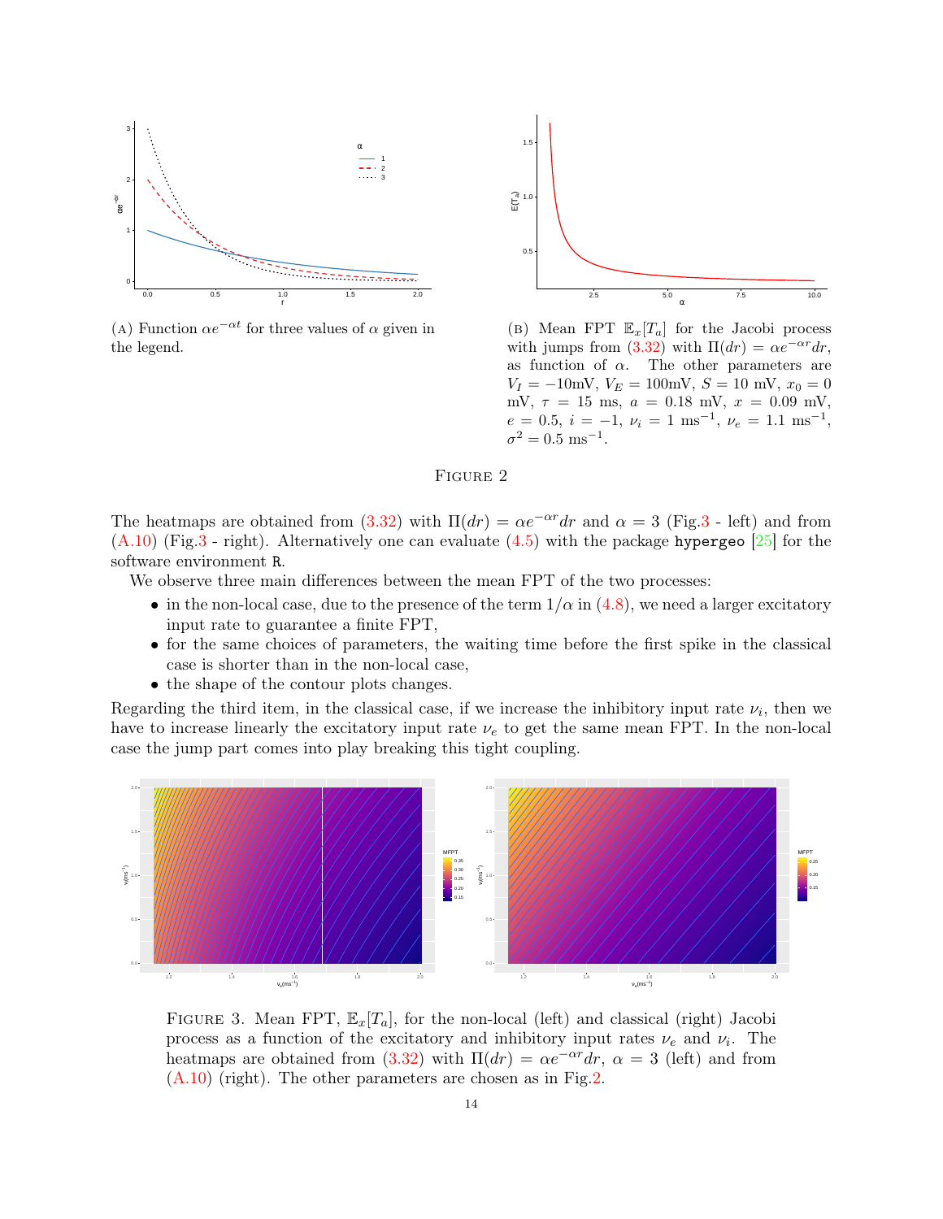(A) Function $\alpha e^{-\alpha t}$ for three values of $\alpha$ given in the legend.

(B) Mean FPT $\mathbb{E}_x[T_a]$ for the Jacobi process with jumps from (3.32) with $\Pi(dr) = \alpha e^{-\alpha r} dr$, as function of $\alpha$. The other parameters are $V_I = -10$mV, $V_E = 100$mV, $S = 10$ mV, $x_0 = 0$ mV, $\tau = 15$ ms, $a = 0.18$ mV, $x = 0.09$ mV, $e = 0.5$, $i = -1$, $\nu_i = 1$ ms$^{-1}$, $\nu_e = 1.1$ ms$^{-1}$, $\sigma^2 = 0.5$ ms$^{-1}$.

FIGURE 2

The heatmaps are obtained from (3.32) with $\Pi(dr) = \alpha e^{-\alpha r} dr$ and $\alpha = 3$ (Fig.3 - left) and from (A.10) (Fig.3 - right). Alternatively one can evaluate (4.5) with the package `hypergeo` [25] for the software environment `R`.

We observe three main differences between the mean FPT of the two processes:

- in the non-local case, due to the presence of the term $1/\alpha$ in (4.8), we need a larger excitatory input rate to guarantee a finite FPT,
- for the same choices of parameters, the waiting time before the first spike in the classical case is shorter than in the non-local case,
- the shape of the contour plots changes.

Regarding the third item, in the classical case, if we increase the inhibitory input rate $\nu_i$, then we have to increase linearly the excitatory input rate $\nu_e$ to get the same mean FPT. In the non-local case the jump part comes into play breaking this tight coupling.

FIGURE 3. Mean FPT, $\mathbb{E}_x[T_a]$, for the non-local (left) and classical (right) Jacobi process as a function of the excitatory and inhibitory input rates $\nu_e$ and $\nu_i$. The heatmaps are obtained from (3.32) with $\Pi(dr) = \alpha e^{-\alpha r} dr$, $\alpha = 3$ (left) and from (A.10) (right). The other parameters are chosen as in Fig.2.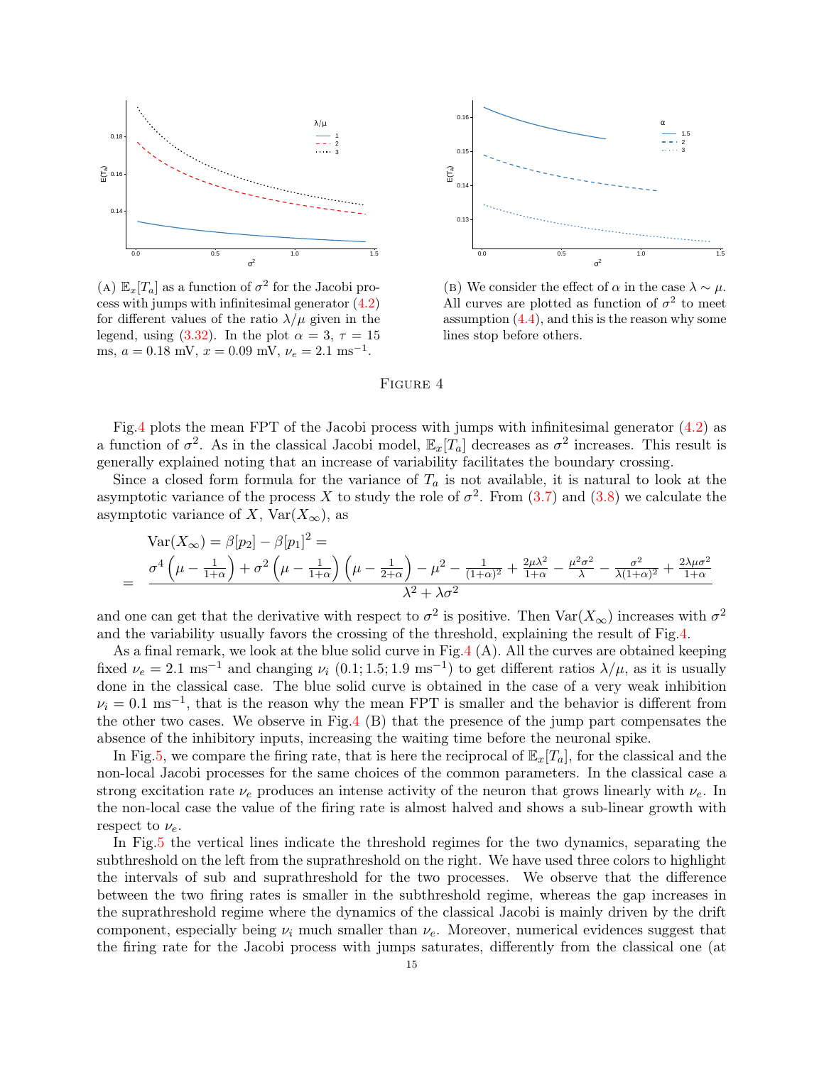(A) $\mathbb{E}_x[T_a]$ as a function of $\sigma^2$ for the Jacobi process with jumps with infinitesimal generator (4.2) for different values of the ratio $\lambda/\mu$ given in the legend, using (3.32). In the plot $\alpha = 3$, $\tau = 15$ ms, $a = 0.18$ mV, $x = 0.09$ mV, $\nu_e = 2.1$ ms$^{-1}$.

(B) We consider the effect of $\alpha$ in the case $\lambda \sim \mu$. All curves are plotted as function of $\sigma^2$ to meet assumption (4.4), and this is the reason why some lines stop before others.

Figure 4

Fig.4 plots the mean FPT of the Jacobi process with jumps with infinitesimal generator (4.2) as a function of $\sigma^2$. As in the classical Jacobi model, $\mathbb{E}_x[T_a]$ decreases as $\sigma^2$ increases. This result is generally explained noting that an increase of variability facilitates the boundary crossing.

Since a closed form formula for the variance of $T_a$ is not available, it is natural to look at the asymptotic variance of the process $X$ to study the role of $\sigma^2$. From (3.7) and (3.8) we calculate the asymptotic variance of $X$, $\mathrm{Var}(X_\infty)$, as

$$
\begin{aligned}
&\mathrm{Var}(X_\infty) = \beta[p_2] - \beta[p_1]^2 = \\
&= \frac{\sigma^4\left(\mu - \frac{1}{1+\alpha}\right) + \sigma^2\left(\mu - \frac{1}{1+\alpha}\right)\left(\mu - \frac{1}{2+\alpha}\right) - \mu^2 - \frac{1}{(1+\alpha)^2} + \frac{2\mu\lambda^2}{1+\alpha} - \frac{\mu^2\sigma^2}{\lambda} - \frac{\sigma^2}{\lambda(1+\alpha)^2} + \frac{2\lambda\mu\sigma^2}{1+\alpha}}{\lambda^2 + \lambda\sigma^2}
\end{aligned}
$$

and one can get that the derivative with respect to $\sigma^2$ is positive. Then $\mathrm{Var}(X_\infty)$ increases with $\sigma^2$ and the variability usually favors the crossing of the threshold, explaining the result of Fig.4.

As a final remark, we look at the blue solid curve in Fig.4 (A). All the curves are obtained keeping fixed $\nu_e = 2.1$ ms$^{-1}$ and changing $\nu_i$ ($0.1; 1.5; 1.9$ ms$^{-1}$) to get different ratios $\lambda/\mu$, as it is usually done in the classical case. The blue solid curve is obtained in the case of a very weak inhibition $\nu_i = 0.1$ ms$^{-1}$, that is the reason why the mean FPT is smaller and the behavior is different from the other two cases. We observe in Fig.4 (B) that the presence of the jump part compensates the absence of the inhibitory inputs, increasing the waiting time before the neuronal spike.

In Fig.5, we compare the firing rate, that is here the reciprocal of $\mathbb{E}_x[T_a]$, for the classical and the non-local Jacobi processes for the same choices of the common parameters. In the classical case a strong excitation rate $\nu_e$ produces an intense activity of the neuron that grows linearly with $\nu_e$. In the non-local case the value of the firing rate is almost halved and shows a sub-linear growth with respect to $\nu_e$.

In Fig.5 the vertical lines indicate the threshold regimes for the two dynamics, separating the subthreshold on the left from the suprathreshold on the right. We have used three colors to highlight the intervals of sub and suprathreshold for the two processes. We observe that the difference between the two firing rates is smaller in the subthreshold regime, whereas the gap increases in the suprathreshold regime where the dynamics of the classical Jacobi is mainly driven by the drift component, especially being $\nu_i$ much smaller than $\nu_e$. Moreover, numerical evidences suggest that the firing rate for the Jacobi process with jumps saturates, differently from the classical one (at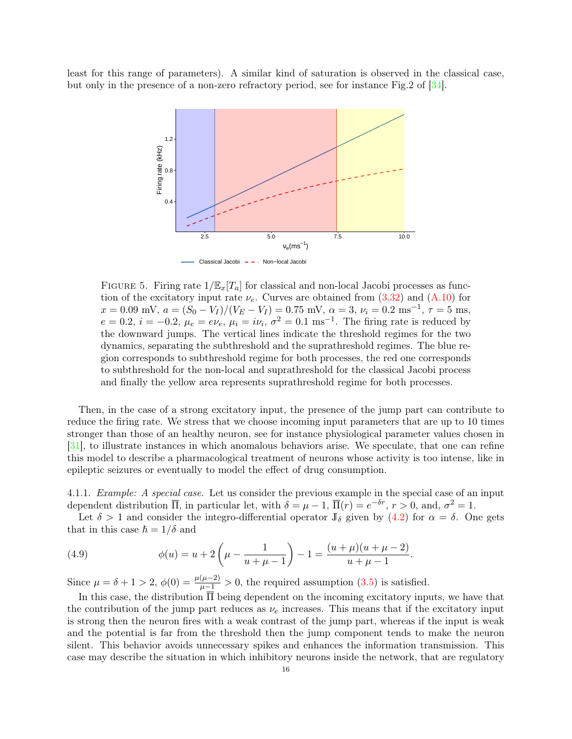least for this range of parameters). A similar kind of saturation is observed in the classical case, but only in the presence of a non-zero refractory period, see for instance Fig.2 of [34].

FIGURE 5. Firing rate $1/\mathbb{E}_x[T_a]$ for classical and non-local Jacobi processes as function of the excitatory input rate $\nu_e$. Curves are obtained from (3.32) and (A.10) for $x = 0.09$ mV, $a = (S_0 - V_I)/(V_E - V_I) = 0.75$ mV, $\alpha = 3$, $\nu_i = 0.2$ ms$^{-1}$, $\tau = 5$ ms, $e = 0.2$, $i = -0.2$, $\mu_e = e\nu_e$, $\mu_i = i\nu_i$, $\sigma^2 = 0.1$ ms$^{-1}$. The firing rate is reduced by the downward jumps. The vertical lines indicate the threshold regimes for the two dynamics, separating the subthreshold and the suprathreshold regimes. The blue region corresponds to subthreshold regime for both processes, the red one corresponds to subthreshold for the non-local and suprathreshold for the classical Jacobi process and finally the yellow area represents suprathreshold regime for both processes.

Then, in the case of a strong excitatory input, the presence of the jump part can contribute to reduce the firing rate. We stress that we choose incoming input parameters that are up to 10 times stronger than those of an healthy neuron, see for instance physiological parameter values chosen in [31], to illustrate instances in which anomalous behaviors arise. We speculate, that one can refine this model to describe a pharmacological treatment of neurons whose activity is too intense, like in epileptic seizures or eventually to model the effect of drug consumption.

4.1.1. *Example: A special case.* Let us consider the previous example in the special case of an input dependent distribution $\overline{\Pi}$, in particular let, with $\delta = \mu - 1$, $\overline{\Pi}(r) = e^{-\delta r}$, $r > 0$, and, $\sigma^2 = 1$.

Let $\delta > 1$ and consider the integro-differential operator $\mathbb{J}_\delta$ given by (4.2) for $\alpha = \delta$. One gets that in this case $\hbar = 1/\delta$ and

$$\phi(u) = u + 2\left(\mu - \frac{1}{u + \mu - 1}\right) - 1 = \frac{(u+\mu)(u+\mu-2)}{u+\mu-1}. \tag{4.9}$$

Since $\mu = \delta + 1 > 2$, $\phi(0) = \frac{\mu(\mu-2)}{\mu-1} > 0$, the required assumption (3.5) is satisfied.

In this case, the distribution $\overline{\Pi}$ being dependent on the incoming excitatory inputs, we have that the contribution of the jump part reduces as $\nu_e$ increases. This means that if the excitatory input is strong then the neuron fires with a weak contrast of the jump part, whereas if the input is weak and the potential is far from the threshold then the jump component tends to make the neuron silent. This behavior avoids unnecessary spikes and enhances the information transmission. This case may describe the situation in which inhibitory neurons inside the network, that are regulatory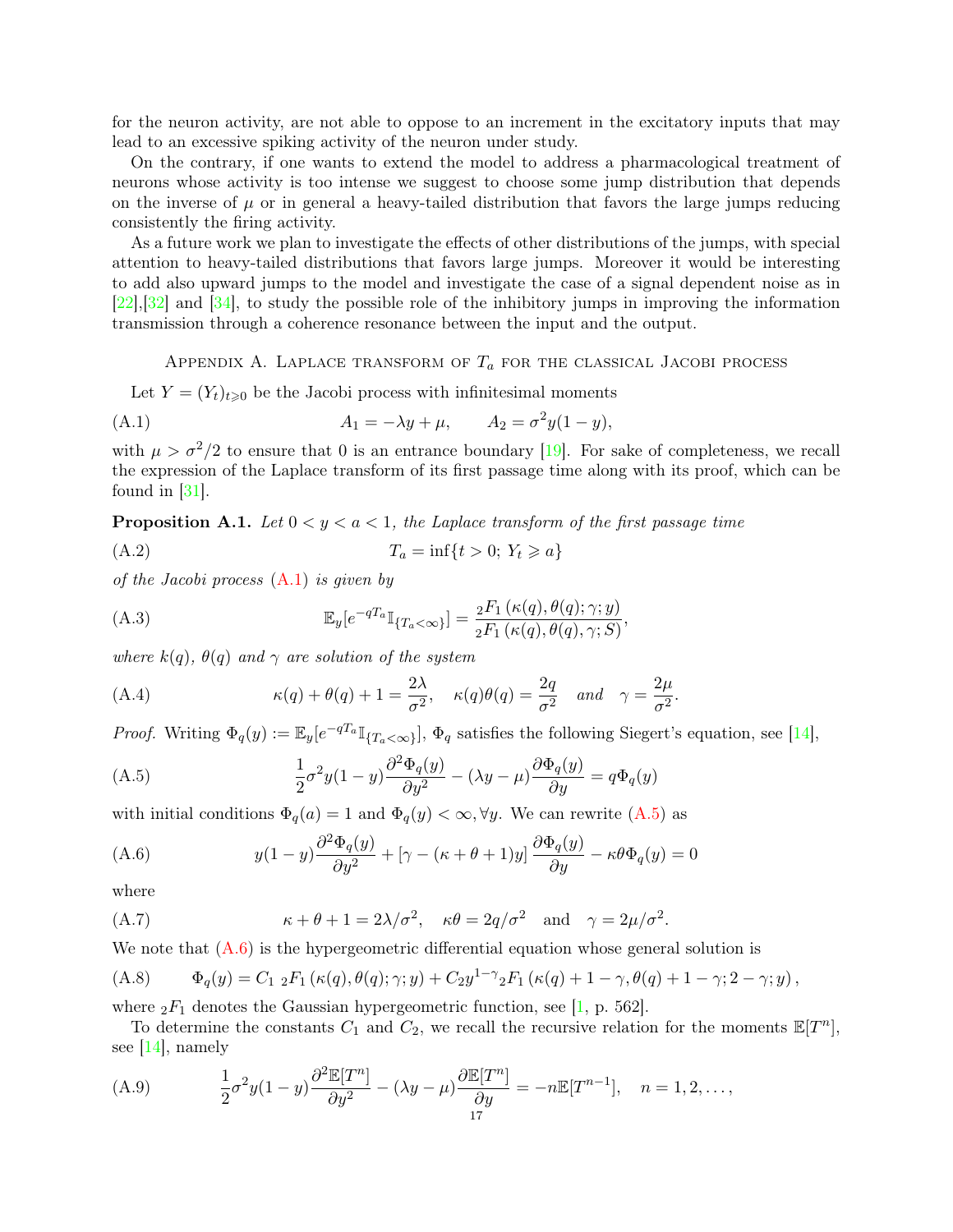for the neuron activity, are not able to oppose to an increment in the excitatory inputs that may lead to an excessive spiking activity of the neuron under study.

On the contrary, if one wants to extend the model to address a pharmacological treatment of neurons whose activity is too intense we suggest to choose some jump distribution that depends on the inverse of $\mu$ or in general a heavy-tailed distribution that favors the large jumps reducing consistently the firing activity.

As a future work we plan to investigate the effects of other distributions of the jumps, with special attention to heavy-tailed distributions that favors large jumps. Moreover it would be interesting to add also upward jumps to the model and investigate the case of a signal dependent noise as in [22],[32] and [34], to study the possible role of the inhibitory jumps in improving the information transmission through a coherence resonance between the input and the output.

## Appendix A. Laplace transform of $T_a$ for the classical Jacobi process

Let $Y = (Y_t)_{t\geqslant 0}$ be the Jacobi process with infinitesimal moments

$$A_1 = -\lambda y + \mu, \qquad A_2 = \sigma^2 y(1-y), \tag{A.1}$$

with $\mu > \sigma^2/2$ to ensure that 0 is an entrance boundary [19]. For sake of completeness, we recall the expression of the Laplace transform of its first passage time along with its proof, which can be found in [31].

**Proposition A.1.** *Let $0 < y < a < 1$, the Laplace transform of the first passage time*

$$T_a = \inf\{t > 0;\ Y_t \geqslant a\} \tag{A.2}$$

*of the Jacobi process (A.1) is given by*

$$\mathbb{E}_y[e^{-qT_a}\mathbb{I}_{\{T_a<\infty\}}] = \frac{{}_2F_1\left(\kappa(q), \theta(q); \gamma; y\right)}{{}_2F_1\left(\kappa(q), \theta(q), \gamma; S\right)}, \tag{A.3}$$

*where $k(q)$, $\theta(q)$ and $\gamma$ are solution of the system*

$$\kappa(q) + \theta(q) + 1 = \frac{2\lambda}{\sigma^2}, \quad \kappa(q)\theta(q) = \frac{2q}{\sigma^2} \quad \text{and} \quad \gamma = \frac{2\mu}{\sigma^2}. \tag{A.4}$$

*Proof.* Writing $\Phi_q(y) := \mathbb{E}_y[e^{-qT_a}\mathbb{I}_{\{T_a<\infty\}}]$, $\Phi_q$ satisfies the following Siegert's equation, see [14],

$$\frac{1}{2}\sigma^2 y(1-y)\frac{\partial^2 \Phi_q(y)}{\partial y^2} - (\lambda y - \mu)\frac{\partial \Phi_q(y)}{\partial y} = q\Phi_q(y) \tag{A.5}$$

with initial conditions $\Phi_q(a) = 1$ and $\Phi_q(y) < \infty, \forall y$. We can rewrite (A.5) as

$$y(1-y)\frac{\partial^2 \Phi_q(y)}{\partial y^2} + \left[\gamma - (\kappa + \theta + 1)y\right]\frac{\partial \Phi_q(y)}{\partial y} - \kappa\theta\Phi_q(y) = 0 \tag{A.6}$$

where

$$\kappa + \theta + 1 = 2\lambda/\sigma^2, \quad \kappa\theta = 2q/\sigma^2 \quad \text{and} \quad \gamma = 2\mu/\sigma^2. \tag{A.7}$$

We note that (A.6) is the hypergeometric differential equation whose general solution is

$$\Phi_q(y) = C_1\ {}_2F_1\left(\kappa(q), \theta(q); \gamma; y\right) + C_2 y^{1-\gamma}{}_2F_1\left(\kappa(q) + 1 - \gamma, \theta(q) + 1 - \gamma; 2 - \gamma; y\right), \tag{A.8}$$

where ${}_2F_1$ denotes the Gaussian hypergeometric function, see [1, p. 562].

To determine the constants $C_1$ and $C_2$, we recall the recursive relation for the moments $\mathbb{E}[T^n]$, see [14], namely

$$\frac{1}{2}\sigma^2 y(1-y)\frac{\partial^2 \mathbb{E}[T^n]}{\partial y^2} - (\lambda y - \mu)\frac{\partial \mathbb{E}[T^n]}{\partial y} = -n\mathbb{E}[T^{n-1}], \quad n = 1, 2, \ldots, \tag{A.9}$$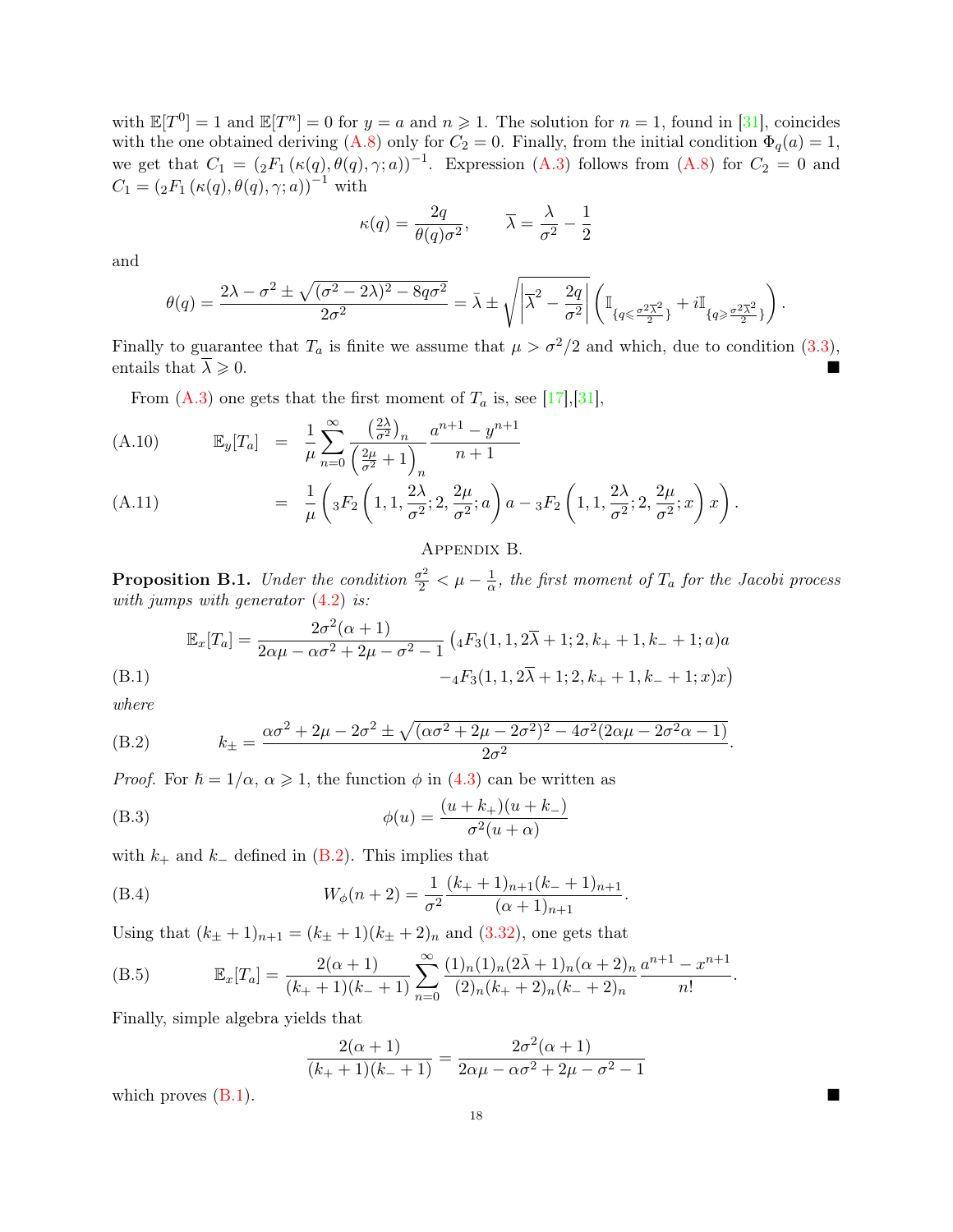with $\mathbb{E}[T^0] = 1$ and $\mathbb{E}[T^n] = 0$ for $y = a$ and $n \geqslant 1$. The solution for $n = 1$, found in [31], coincides with the one obtained deriving (A.8) only for $C_2 = 0$. Finally, from the initial condition $\Phi_q(a) = 1$, we get that $C_1 = ({}_2F_1(\kappa(q), \theta(q), \gamma; a))^{-1}$. Expression (A.3) follows from (A.8) for $C_2 = 0$ and $C_1 = ({}_2F_1(\kappa(q), \theta(q), \gamma; a))^{-1}$ with

$$\kappa(q) = \frac{2q}{\theta(q)\sigma^2}, \qquad \overline{\lambda} = \frac{\lambda}{\sigma^2} - \frac{1}{2}$$

and

$$\theta(q) = \frac{2\lambda - \sigma^2 \pm \sqrt{(\sigma^2 - 2\lambda)^2 - 8q\sigma^2}}{2\sigma^2} = \bar{\lambda} \pm \sqrt{\left|\overline{\lambda}^2 - \frac{2q}{\sigma^2}\right|}\left(\mathbb{I}_{\{q \leqslant \frac{\sigma^2\overline{\lambda}^2}{2}\}} + i\mathbb{I}_{\{q \geqslant \frac{\sigma^2\overline{\lambda}^2}{2}\}}\right).$$

Finally to guarantee that $T_a$ is finite we assume that $\mu > \sigma^2/2$ and which, due to condition (3.3), entails that $\overline{\lambda} \geqslant 0$. ∎

From (A.3) one gets that the first moment of $T_a$ is, see [17],[31],

$$\text{(A.10)} \qquad \mathbb{E}_y[T_a] = \frac{1}{\mu}\sum_{n=0}^{\infty} \frac{\left(\frac{2\lambda}{\sigma^2}\right)_n}{\left(\frac{2\mu}{\sigma^2}+1\right)_n} \frac{a^{n+1} - y^{n+1}}{n+1}$$

$$\text{(A.11)} \qquad = \frac{1}{\mu}\left({}_3F_2\left(1, 1, \frac{2\lambda}{\sigma^2}; 2, \frac{2\mu}{\sigma^2}; a\right)a - {}_3F_2\left(1, 1, \frac{2\lambda}{\sigma^2}; 2, \frac{2\mu}{\sigma^2}; x\right)x\right).$$

## Appendix B.

**Proposition B.1.** *Under the condition $\frac{\sigma^2}{2} < \mu - \frac{1}{\alpha}$, the first moment of $T_a$ for the Jacobi process with jumps with generator (4.2) is:*

$$\text{(B.1)} \qquad \mathbb{E}_x[T_a] = \frac{2\sigma^2(\alpha+1)}{2\alpha\mu - \alpha\sigma^2 + 2\mu - \sigma^2 - 1}\big({}_4F_3(1, 1, 2\overline{\lambda}+1; 2, k_+ + 1, k_- + 1; a)a - {}_4F_3(1, 1, 2\overline{\lambda}+1; 2, k_+ + 1, k_- + 1; x)x\big)$$

*where*

$$\text{(B.2)} \qquad k_{\pm} = \frac{\alpha\sigma^2 + 2\mu - 2\sigma^2 \pm \sqrt{(\alpha\sigma^2 + 2\mu - 2\sigma^2)^2 - 4\sigma^2(2\alpha\mu - 2\sigma^2\alpha - 1)}}{2\sigma^2}.$$

*Proof.* For $\hbar = 1/\alpha$, $\alpha \geqslant 1$, the function $\phi$ in (4.3) can be written as

$$\text{(B.3)} \qquad \phi(u) = \frac{(u + k_+)(u + k_-)}{\sigma^2(u + \alpha)}$$

with $k_+$ and $k_-$ defined in (B.2). This implies that

$$\text{(B.4)} \qquad W_\phi(n+2) = \frac{1}{\sigma^2}\frac{(k_+ + 1)_{n+1}(k_- + 1)_{n+1}}{(\alpha+1)_{n+1}}.$$

Using that $(k_\pm + 1)_{n+1} = (k_\pm + 1)(k_\pm + 2)_n$ and (3.32), one gets that

$$\text{(B.5)} \qquad \mathbb{E}_x[T_a] = \frac{2(\alpha+1)}{(k_+ + 1)(k_- + 1)}\sum_{n=0}^{\infty}\frac{(1)_n(1)_n(2\bar{\lambda}+1)_n(\alpha+2)_n}{(2)_n(k_+ + 2)_n(k_- + 2)_n}\frac{a^{n+1} - x^{n+1}}{n!}.$$

Finally, simple algebra yields that

$$\frac{2(\alpha+1)}{(k_+ + 1)(k_- + 1)} = \frac{2\sigma^2(\alpha+1)}{2\alpha\mu - \alpha\sigma^2 + 2\mu - \sigma^2 - 1}$$

which proves (B.1). ∎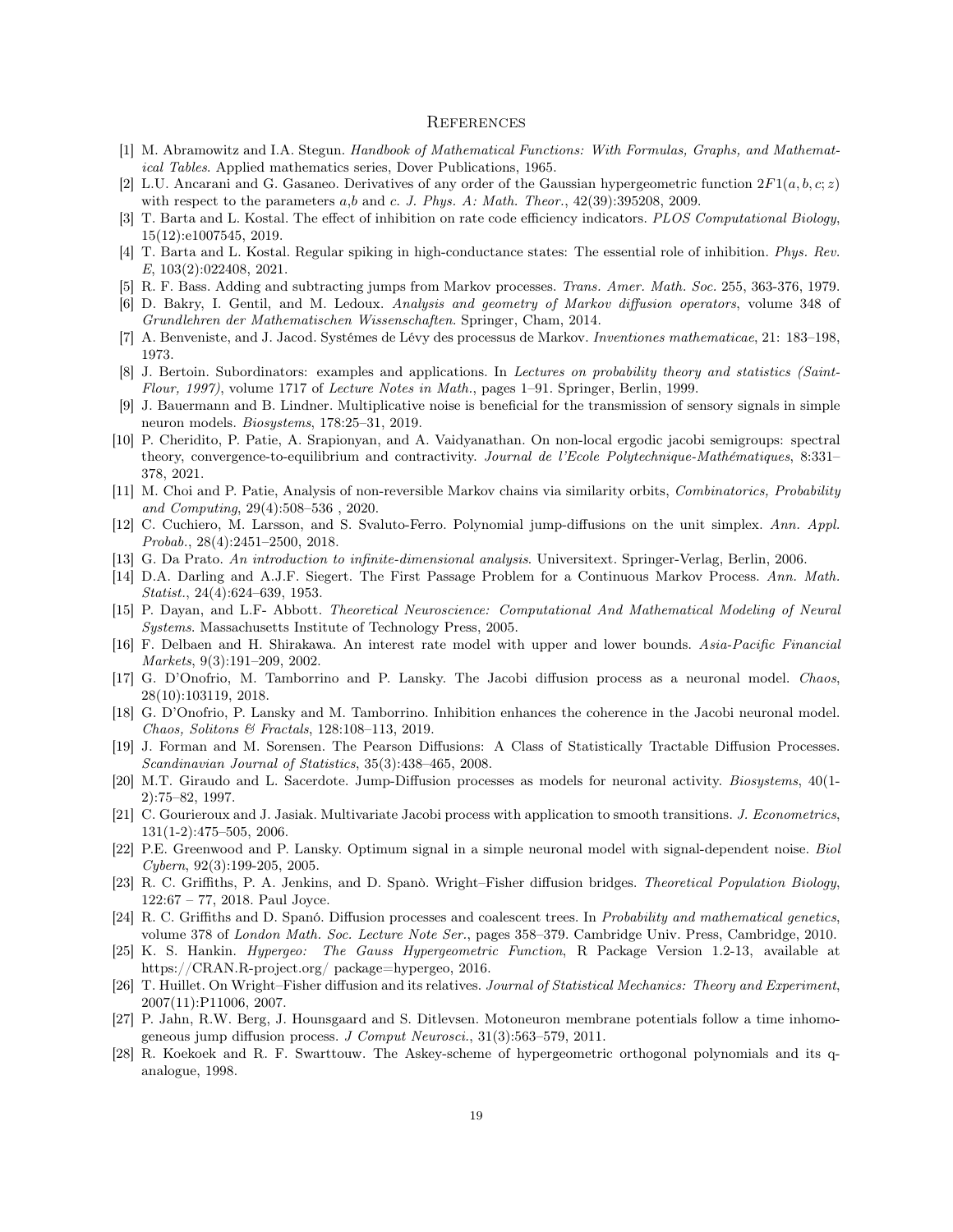# References

[1] M. Abramowitz and I.A. Stegun. *Handbook of Mathematical Functions: With Formulas, Graphs, and Mathematical Tables*. Applied mathematics series, Dover Publications, 1965.

[2] L.U. Ancarani and G. Gasaneo. Derivatives of any order of the Gaussian hypergeometric function $2F1(a, b, c; z)$ with respect to the parameters $a$,$b$ and $c$. *J. Phys. A: Math. Theor.*, 42(39):395208, 2009.

[3] T. Barta and L. Kostal. The effect of inhibition on rate code efficiency indicators. *PLOS Computational Biology*, 15(12):e1007545, 2019.

[4] T. Barta and L. Kostal. Regular spiking in high-conductance states: The essential role of inhibition. *Phys. Rev. E*, 103(2):022408, 2021.

[5] R. F. Bass. Adding and subtracting jumps from Markov processes. *Trans. Amer. Math. Soc.* 255, 363-376, 1979.

[6] D. Bakry, I. Gentil, and M. Ledoux. *Analysis and geometry of Markov diffusion operators*, volume 348 of *Grundlehren der Mathematischen Wissenschaften*. Springer, Cham, 2014.

[7] A. Benveniste, and J. Jacod. Systémes de Lévy des processus de Markov. *Inventiones mathematicae*, 21: 183–198, 1973.

[8] J. Bertoin. Subordinators: examples and applications. In *Lectures on probability theory and statistics (Saint-Flour, 1997)*, volume 1717 of *Lecture Notes in Math.*, pages 1–91. Springer, Berlin, 1999.

[9] J. Bauermann and B. Lindner. Multiplicative noise is beneficial for the transmission of sensory signals in simple neuron models. *Biosystems*, 178:25–31, 2019.

[10] P. Cheridito, P. Patie, A. Srapionyan, and A. Vaidyanathan. On non-local ergodic jacobi semigroups: spectral theory, convergence-to-equilibrium and contractivity. *Journal de l'Ecole Polytechnique-Mathématiques*, 8:331–378, 2021.

[11] M. Choi and P. Patie, Analysis of non-reversible Markov chains via similarity orbits, *Combinatorics, Probability and Computing*, 29(4):508–536 , 2020.

[12] C. Cuchiero, M. Larsson, and S. Svaluto-Ferro. Polynomial jump-diffusions on the unit simplex. *Ann. Appl. Probab.*, 28(4):2451–2500, 2018.

[13] G. Da Prato. *An introduction to infinite-dimensional analysis*. Universitext. Springer-Verlag, Berlin, 2006.

[14] D.A. Darling and A.J.F. Siegert. The First Passage Problem for a Continuous Markov Process. *Ann. Math. Statist.*, 24(4):624–639, 1953.

[15] P. Dayan, and L.F- Abbott. *Theoretical Neuroscience: Computational And Mathematical Modeling of Neural Systems*. Massachusetts Institute of Technology Press, 2005.

[16] F. Delbaen and H. Shirakawa. An interest rate model with upper and lower bounds. *Asia-Pacific Financial Markets*, 9(3):191–209, 2002.

[17] G. D'Onofrio, M. Tamborrino and P. Lansky. The Jacobi diffusion process as a neuronal model. *Chaos*, 28(10):103119, 2018.

[18] G. D'Onofrio, P. Lansky and M. Tamborrino. Inhibition enhances the coherence in the Jacobi neuronal model. *Chaos, Solitons & Fractals*, 128:108–113, 2019.

[19] J. Forman and M. Sorensen. The Pearson Diffusions: A Class of Statistically Tractable Diffusion Processes. *Scandinavian Journal of Statistics*, 35(3):438–465, 2008.

[20] M.T. Giraudo and L. Sacerdote. Jump-Diffusion processes as models for neuronal activity. *Biosystems*, 40(1-2):75–82, 1997.

[21] C. Gourieroux and J. Jasiak. Multivariate Jacobi process with application to smooth transitions. *J. Econometrics*, 131(1-2):475–505, 2006.

[22] P.E. Greenwood and P. Lansky. Optimum signal in a simple neuronal model with signal-dependent noise. *Biol Cybern*, 92(3):199-205, 2005.

[23] R. C. Griffiths, P. A. Jenkins, and D. Spanò. Wright–Fisher diffusion bridges. *Theoretical Population Biology*, 122:67 – 77, 2018. Paul Joyce.

[24] R. C. Griffiths and D. Spanó. Diffusion processes and coalescent trees. In *Probability and mathematical genetics*, volume 378 of *London Math. Soc. Lecture Note Ser.*, pages 358–379. Cambridge Univ. Press, Cambridge, 2010.

[25] K. S. Hankin. *Hypergeo: The Gauss Hypergeometric Function*, R Package Version 1.2-13, available at https://CRAN.R-project.org/ package=hypergeo, 2016.

[26] T. Huillet. On Wright–Fisher diffusion and its relatives. *Journal of Statistical Mechanics: Theory and Experiment*, 2007(11):P11006, 2007.

[27] P. Jahn, R.W. Berg, J. Hounsgaard and S. Ditlevsen. Motoneuron membrane potentials follow a time inhomogeneous jump diffusion process. *J Comput Neurosci.*, 31(3):563–579, 2011.

[28] R. Koekoek and R. F. Swarttouw. The Askey-scheme of hypergeometric orthogonal polynomials and its q-analogue, 1998.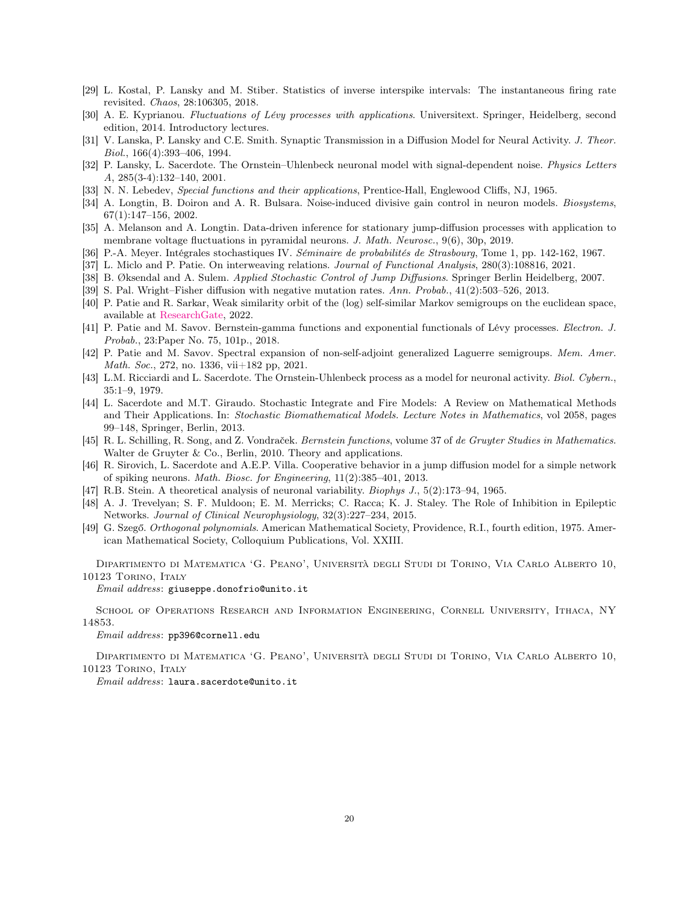[29] L. Kostal, P. Lansky and M. Stiber. Statistics of inverse interspike intervals: The instantaneous firing rate revisited. *Chaos*, 28:106305, 2018.

[30] A. E. Kyprianou. *Fluctuations of Lévy processes with applications*. Universitext. Springer, Heidelberg, second edition, 2014. Introductory lectures.

[31] V. Lanska, P. Lansky and C.E. Smith. Synaptic Transmission in a Diffusion Model for Neural Activity. *J. Theor. Biol.*, 166(4):393–406, 1994.

[32] P. Lansky, L. Sacerdote. The Ornstein–Uhlenbeck neuronal model with signal-dependent noise. *Physics Letters A*, 285(3-4):132–140, 2001.

[33] N. N. Lebedev, *Special functions and their applications*, Prentice-Hall, Englewood Cliffs, NJ, 1965.

[34] A. Longtin, B. Doiron and A. R. Bulsara. Noise-induced divisive gain control in neuron models. *Biosystems*, 67(1):147–156, 2002.

[35] A. Melanson and A. Longtin. Data-driven inference for stationary jump-diffusion processes with application to membrane voltage fluctuations in pyramidal neurons. *J. Math. Neurosc.*, 9(6), 30p, 2019.

[36] P.-A. Meyer. Intégrales stochastiques IV. *Séminaire de probabilités de Strasbourg*, Tome 1, pp. 142-162, 1967.

[37] L. Miclo and P. Patie. On interweaving relations. *Journal of Functional Analysis*, 280(3):108816, 2021.

[38] B. Øksendal and A. Sulem. *Applied Stochastic Control of Jump Diffusions*. Springer Berlin Heidelberg, 2007.

[39] S. Pal. Wright–Fisher diffusion with negative mutation rates. *Ann. Probab.*, 41(2):503–526, 2013.

[40] P. Patie and R. Sarkar, Weak similarity orbit of the (log) self-similar Markov semigroups on the euclidean space, available at ResearchGate, 2022.

[41] P. Patie and M. Savov. Bernstein-gamma functions and exponential functionals of Lévy processes. *Electron. J. Probab.*, 23:Paper No. 75, 101p., 2018.

[42] P. Patie and M. Savov. Spectral expansion of non-self-adjoint generalized Laguerre semigroups. *Mem. Amer. Math. Soc.*, 272, no. 1336, vii+182 pp, 2021.

[43] L.M. Ricciardi and L. Sacerdote. The Ornstein-Uhlenbeck process as a model for neuronal activity. *Biol. Cybern.*, 35:1–9, 1979.

[44] L. Sacerdote and M.T. Giraudo. Stochastic Integrate and Fire Models: A Review on Mathematical Methods and Their Applications. In: *Stochastic Biomathematical Models. Lecture Notes in Mathematics*, vol 2058, pages 99–148, Springer, Berlin, 2013.

[45] R. L. Schilling, R. Song, and Z. Vondraček. *Bernstein functions*, volume 37 of *de Gruyter Studies in Mathematics*. Walter de Gruyter & Co., Berlin, 2010. Theory and applications.

[46] R. Sirovich, L. Sacerdote and A.E.P. Villa. Cooperative behavior in a jump diffusion model for a simple network of spiking neurons. *Math. Biosc. for Engineering*, 11(2):385–401, 2013.

[47] R.B. Stein. A theoretical analysis of neuronal variability. *Biophys J.*, 5(2):173–94, 1965.

[48] A. J. Trevelyan; S. F. Muldoon; E. M. Merricks; C. Racca; K. J. Staley. The Role of Inhibition in Epileptic Networks. *Journal of Clinical Neurophysiology*, 32(3):227–234, 2015.

[49] G. Szegő. *Orthogonal polynomials*. American Mathematical Society, Providence, R.I., fourth edition, 1975. American Mathematical Society, Colloquium Publications, Vol. XXIII.

Dipartimento di Matematica 'G. Peano', Università degli Studi di Torino, Via Carlo Alberto 10, 10123 Torino, Italy

*Email address*: giuseppe.donofrio@unito.it

School of Operations Research and Information Engineering, Cornell University, Ithaca, NY 14853.

*Email address*: pp396@cornell.edu

Dipartimento di Matematica 'G. Peano', Università degli Studi di Torino, Via Carlo Alberto 10, 10123 Torino, Italy

*Email address*: laura.sacerdote@unito.it